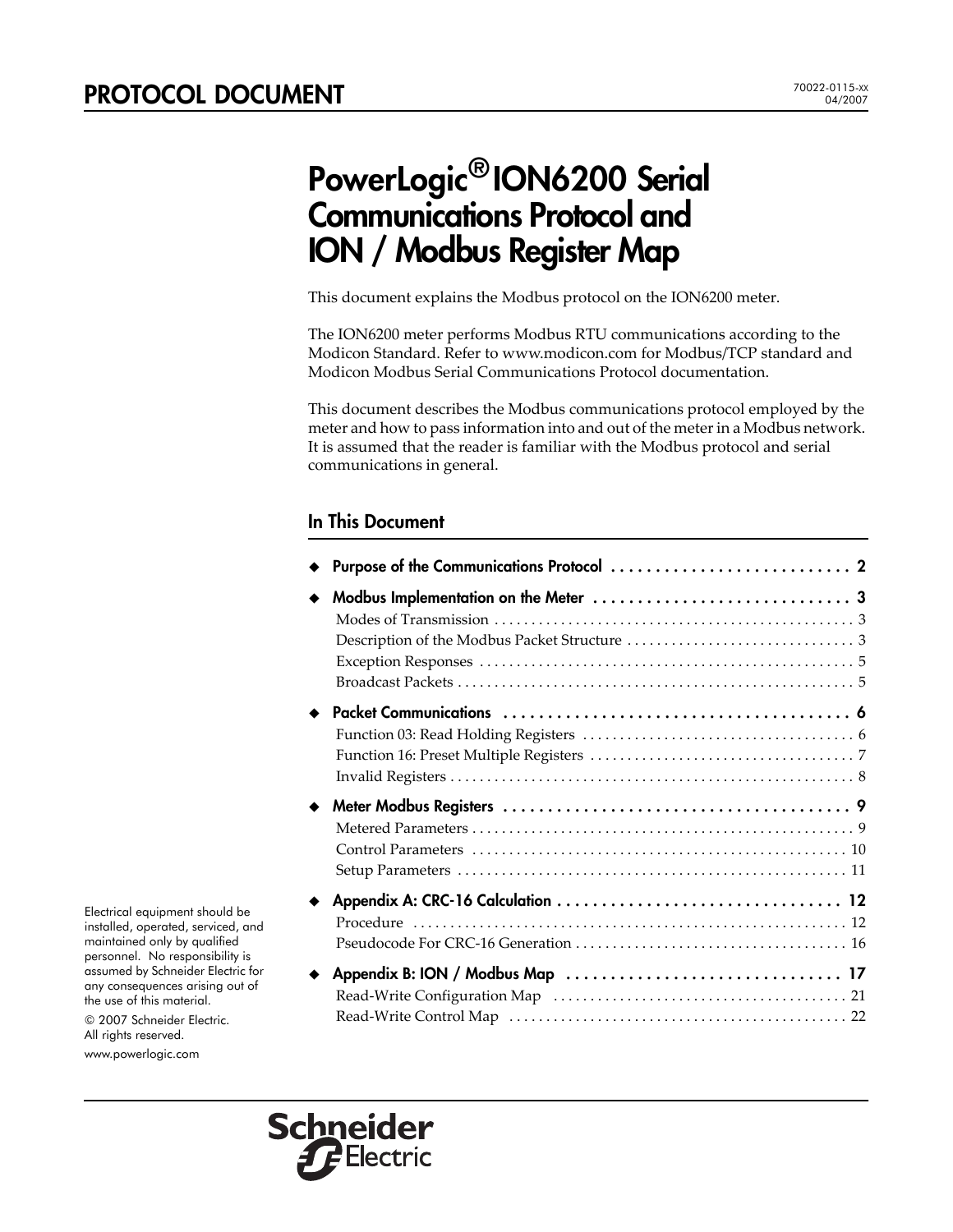# PROTOCOL DOCUMENT

70022-0115-xx
04/2007

# PowerLogic® ION6200 Serial Communications Protocol and ION / Modbus Register Map

This document explains the Modbus protocol on the ION6200 meter.

The ION6200 meter performs Modbus RTU communications according to the Modicon Standard. Refer to www.modicon.com for Modbus/TCP standard and Modicon Modbus Serial Communications Protocol documentation.

This document describes the Modbus communications protocol employed by the meter and how to pass information into and out of the meter in a Modbus network. It is assumed that the reader is familiar with the Modbus protocol and serial communications in general.

## In This Document

- **Purpose of the Communications Protocol** . . . . . . . . . . . . . . . . . . . . . . . . . . . 2
- **Modbus Implementation on the Meter** . . . . . . . . . . . . . . . . . . . . . . . . . . . . . 3
  - Modes of Transmission . . . . . . . . . . . . . . . . . . . . . . . . . . . . . . . . . . . . . . . . . . . . . . . . . 3
  - Description of the Modbus Packet Structure . . . . . . . . . . . . . . . . . . . . . . . . . . . . . . . 3
  - Exception Responses . . . . . . . . . . . . . . . . . . . . . . . . . . . . . . . . . . . . . . . . . . . . . . . . . . 5
  - Broadcast Packets . . . . . . . . . . . . . . . . . . . . . . . . . . . . . . . . . . . . . . . . . . . . . . . . . . . . . 5
- **Packet Communications** . . . . . . . . . . . . . . . . . . . . . . . . . . . . . . . . . . . . . . . . 6
  - Function 03: Read Holding Registers . . . . . . . . . . . . . . . . . . . . . . . . . . . . . . . . . . . . . 6
  - Function 16: Preset Multiple Registers . . . . . . . . . . . . . . . . . . . . . . . . . . . . . . . . . . . . 7
  - Invalid Registers . . . . . . . . . . . . . . . . . . . . . . . . . . . . . . . . . . . . . . . . . . . . . . . . . . . . . . 8
- **Meter Modbus Registers** . . . . . . . . . . . . . . . . . . . . . . . . . . . . . . . . . . . . . . . . 9
  - Metered Parameters . . . . . . . . . . . . . . . . . . . . . . . . . . . . . . . . . . . . . . . . . . . . . . . . . . . 9
  - Control Parameters . . . . . . . . . . . . . . . . . . . . . . . . . . . . . . . . . . . . . . . . . . . . . . . . . . . 10
  - Setup Parameters . . . . . . . . . . . . . . . . . . . . . . . . . . . . . . . . . . . . . . . . . . . . . . . . . . . . 11
- **Appendix A: CRC-16 Calculation** . . . . . . . . . . . . . . . . . . . . . . . . . . . . . . . . . 12
  - Procedure . . . . . . . . . . . . . . . . . . . . . . . . . . . . . . . . . . . . . . . . . . . . . . . . . . . . . . . . . . 12
  - Pseudocode For CRC-16 Generation . . . . . . . . . . . . . . . . . . . . . . . . . . . . . . . . . . . . . 16
- **Appendix B: ION / Modbus Map** . . . . . . . . . . . . . . . . . . . . . . . . . . . . . . . . . 17
  - Read-Write Configuration Map . . . . . . . . . . . . . . . . . . . . . . . . . . . . . . . . . . . . . . . . 21
  - Read-Write Control Map . . . . . . . . . . . . . . . . . . . . . . . . . . . . . . . . . . . . . . . . . . . . . 22

Electrical equipment should be installed, operated, serviced, and maintained only by qualified personnel. No responsibility is assumed by Schneider Electric for any consequences arising out of the use of this material.

© 2007 Schneider Electric. All rights reserved.

www.powerlogic.com

Schneider Electric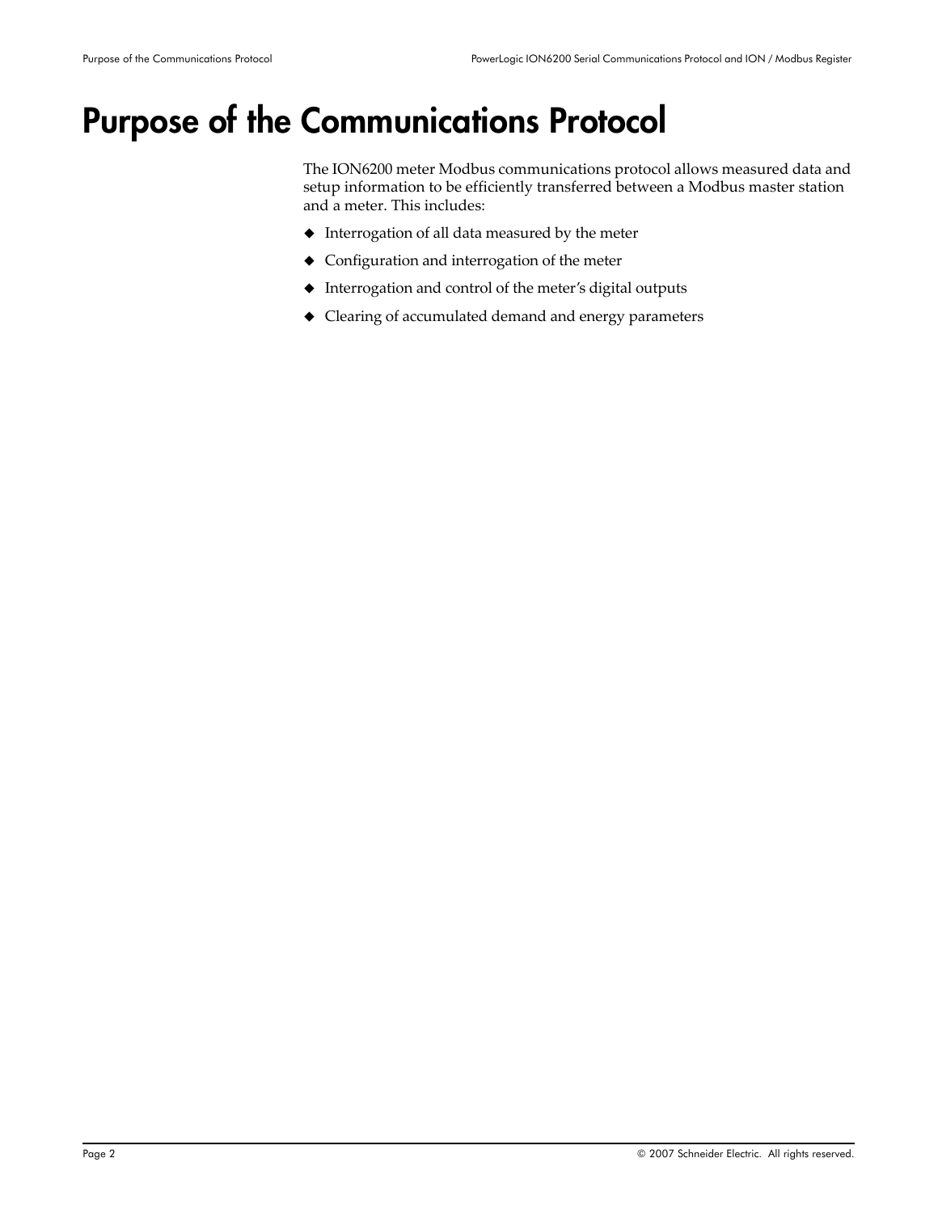# Purpose of the Communications Protocol

The ION6200 meter Modbus communications protocol allows measured data and setup information to be efficiently transferred between a Modbus master station and a meter. This includes:

- Interrogation of all data measured by the meter
- Configuration and interrogation of the meter
- Interrogation and control of the meter's digital outputs
- Clearing of accumulated demand and energy parameters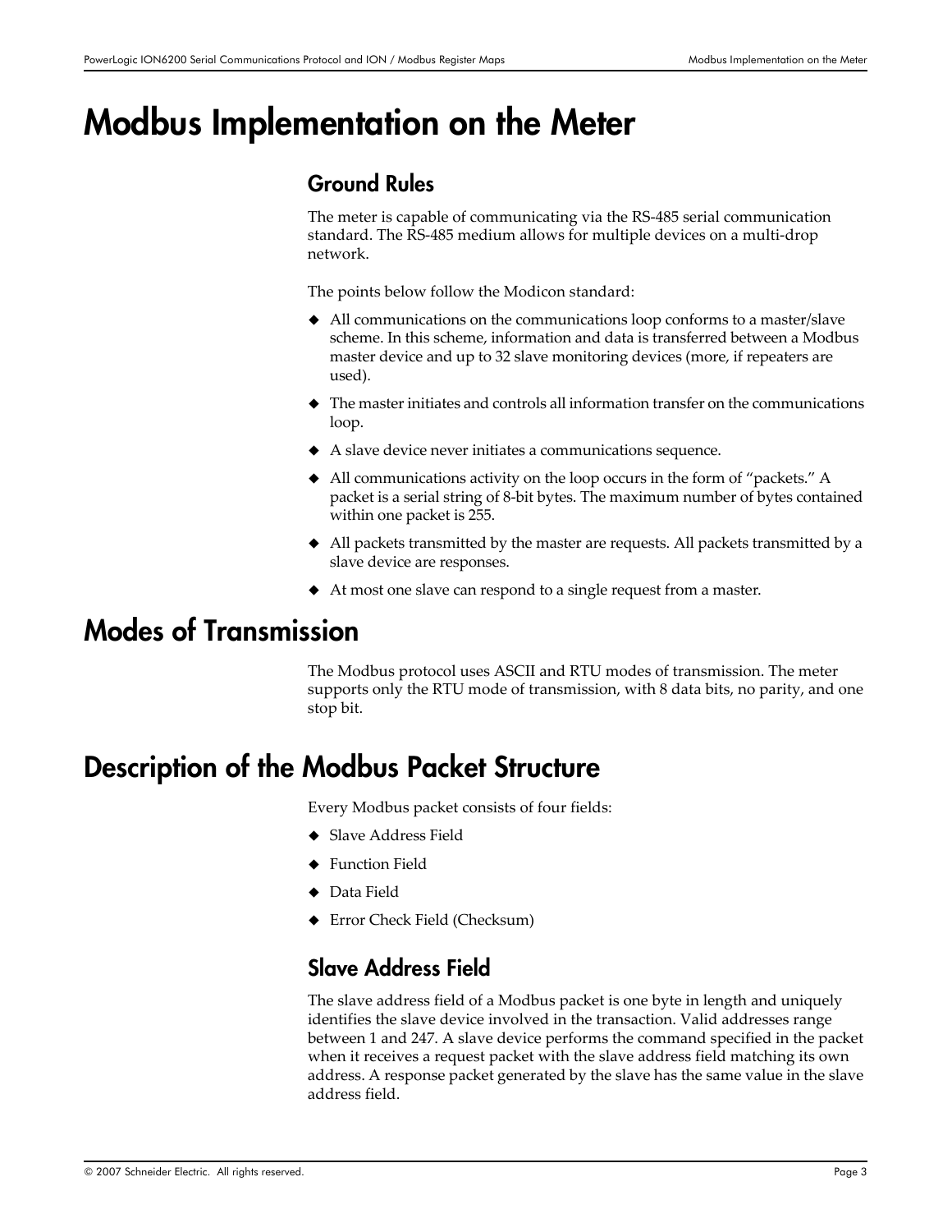# Modbus Implementation on the Meter

## Ground Rules

The meter is capable of communicating via the RS-485 serial communication standard. The RS-485 medium allows for multiple devices on a multi-drop network.

The points below follow the Modicon standard:

- All communications on the communications loop conforms to a master/slave scheme. In this scheme, information and data is transferred between a Modbus master device and up to 32 slave monitoring devices (more, if repeaters are used).
- The master initiates and controls all information transfer on the communications loop.
- A slave device never initiates a communications sequence.
- All communications activity on the loop occurs in the form of "packets." A packet is a serial string of 8-bit bytes. The maximum number of bytes contained within one packet is 255.
- All packets transmitted by the master are requests. All packets transmitted by a slave device are responses.
- At most one slave can respond to a single request from a master.

# Modes of Transmission

The Modbus protocol uses ASCII and RTU modes of transmission. The meter supports only the RTU mode of transmission, with 8 data bits, no parity, and one stop bit.

# Description of the Modbus Packet Structure

Every Modbus packet consists of four fields:

- Slave Address Field
- Function Field
- Data Field
- Error Check Field (Checksum)

## Slave Address Field

The slave address field of a Modbus packet is one byte in length and uniquely identifies the slave device involved in the transaction. Valid addresses range between 1 and 247. A slave device performs the command specified in the packet when it receives a request packet with the slave address field matching its own address. A response packet generated by the slave has the same value in the slave address field.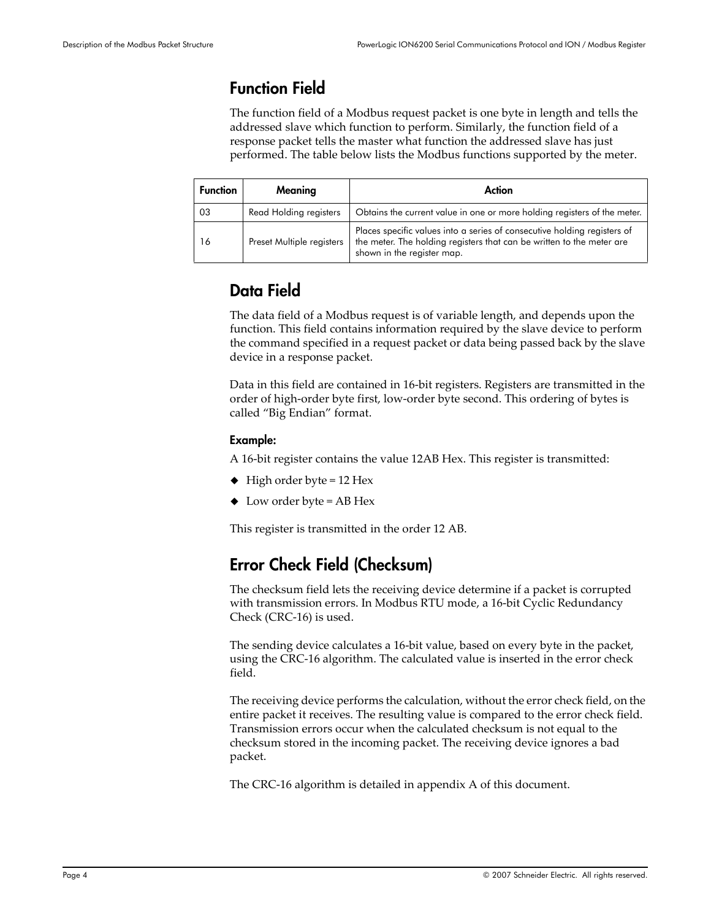## Function Field

The function field of a Modbus request packet is one byte in length and tells the addressed slave which function to perform. Similarly, the function field of a response packet tells the master what function the addressed slave has just performed. The table below lists the Modbus functions supported by the meter.

| Function | Meaning | Action |
|---|---|---|
| 03 | Read Holding registers | Obtains the current value in one or more holding registers of the meter. |
| 16 | Preset Multiple registers | Places specific values into a series of consecutive holding registers of the meter. The holding registers that can be written to the meter are shown in the register map. |

## Data Field

The data field of a Modbus request is of variable length, and depends upon the function. This field contains information required by the slave device to perform the command specified in a request packet or data being passed back by the slave device in a response packet.

Data in this field are contained in 16-bit registers. Registers are transmitted in the order of high-order byte first, low-order byte second. This ordering of bytes is called “Big Endian” format.

### Example:

A 16-bit register contains the value 12AB Hex. This register is transmitted:

- High order byte = 12 Hex
- Low order byte = AB Hex

This register is transmitted in the order 12 AB.

## Error Check Field (Checksum)

The checksum field lets the receiving device determine if a packet is corrupted with transmission errors. In Modbus RTU mode, a 16-bit Cyclic Redundancy Check (CRC-16) is used.

The sending device calculates a 16-bit value, based on every byte in the packet, using the CRC-16 algorithm. The calculated value is inserted in the error check field.

The receiving device performs the calculation, without the error check field, on the entire packet it receives. The resulting value is compared to the error check field. Transmission errors occur when the calculated checksum is not equal to the checksum stored in the incoming packet. The receiving device ignores a bad packet.

The CRC-16 algorithm is detailed in appendix A of this document.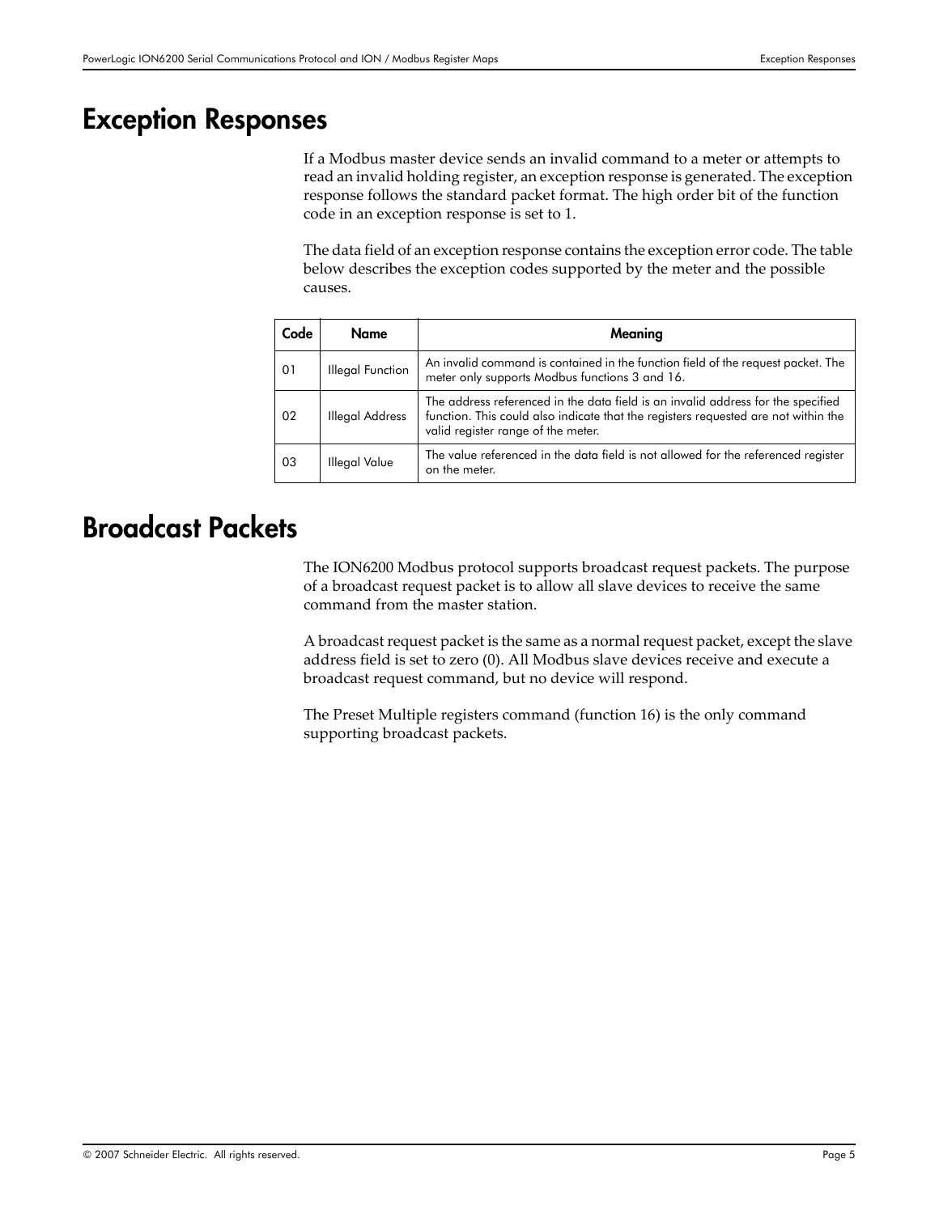# Exception Responses

If a Modbus master device sends an invalid command to a meter or attempts to read an invalid holding register, an exception response is generated. The exception response follows the standard packet format. The high order bit of the function code in an exception response is set to 1.

The data field of an exception response contains the exception error code. The table below describes the exception codes supported by the meter and the possible causes.

| Code | Name | Meaning |
|---|---|---|
| 01 | Illegal Function | An invalid command is contained in the function field of the request packet. The meter only supports Modbus functions 3 and 16. |
| 02 | Illegal Address | The address referenced in the data field is an invalid address for the specified function. This could also indicate that the registers requested are not within the valid register range of the meter. |
| 03 | Illegal Value | The value referenced in the data field is not allowed for the referenced register on the meter. |

# Broadcast Packets

The ION6200 Modbus protocol supports broadcast request packets. The purpose of a broadcast request packet is to allow all slave devices to receive the same command from the master station.

A broadcast request packet is the same as a normal request packet, except the slave address field is set to zero (0). All Modbus slave devices receive and execute a broadcast request command, but no device will respond.

The Preset Multiple registers command (function 16) is the only command supporting broadcast packets.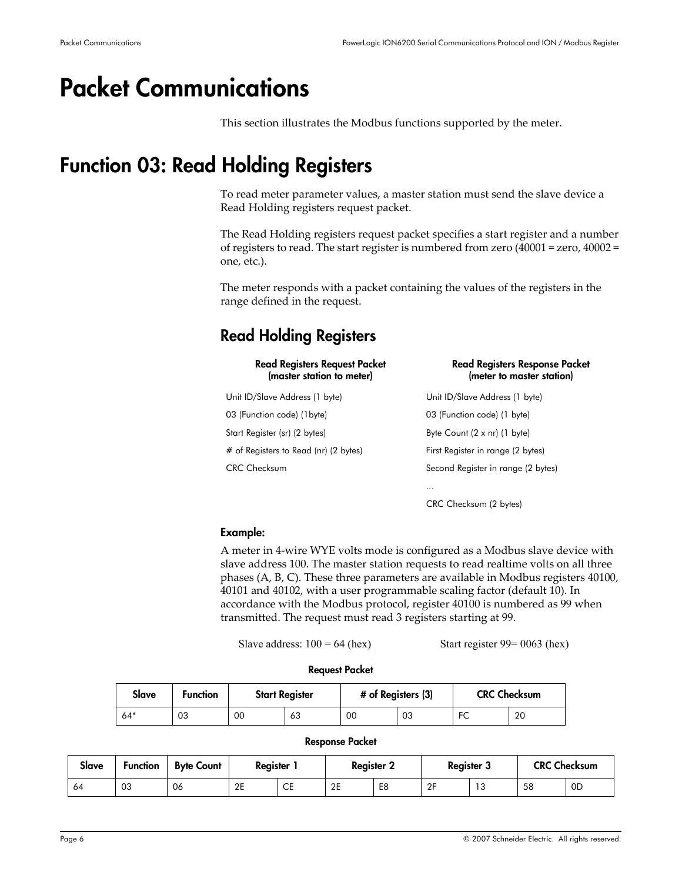# Packet Communications

This section illustrates the Modbus functions supported by the meter.

# Function 03: Read Holding Registers

To read meter parameter values, a master station must send the slave device a Read Holding registers request packet.

The Read Holding registers request packet specifies a start register and a number of registers to read. The start register is numbered from zero (40001 = zero, 40002 = one, etc.).

The meter responds with a packet containing the values of the registers in the range defined in the request.

## Read Holding Registers

| Read Registers Request Packet (master station to meter) | Read Registers Response Packet (meter to master station) |
|---|---|
| Unit ID/Slave Address (1 byte) | Unit ID/Slave Address (1 byte) |
| 03 (Function code) (1byte) | 03 (Function code) (1 byte) |
| Start Register (sr) (2 bytes) | Byte Count (2 x nr) (1 byte) |
| # of Registers to Read (nr) (2 bytes) | First Register in range (2 bytes) |
| CRC Checksum | Second Register in range (2 bytes) |
| | ... |
| | CRC Checksum (2 bytes) |

### Example:

A meter in 4-wire WYE volts mode is configured as a Modbus slave device with slave address 100. The master station requests to read realtime volts on all three phases (A, B, C). These three parameters are available in Modbus registers 40100, 40101 and 40102, with a user programmable scaling factor (default 10). In accordance with the Modbus protocol, register 40100 is numbered as 99 when transmitted. The request must read 3 registers starting at 99.

Slave address: 100 = 64 (hex)　　　　Start register 99= 0063 (hex)

**Request Packet**

| Slave | Function | Start Register | | # of Registers (3) | | CRC Checksum | |
|---|---|---|---|---|---|---|---|
| 64* | 03 | 00 | 63 | 00 | 03 | FC | 20 |

**Response Packet**

| Slave | Function | Byte Count | Register 1 | | Register 2 | | Register 3 | | CRC Checksum | |
|---|---|---|---|---|---|---|---|---|---|---|
| 64 | 03 | 06 | 2E | CE | 2E | E8 | 2F | 13 | 58 | 0D |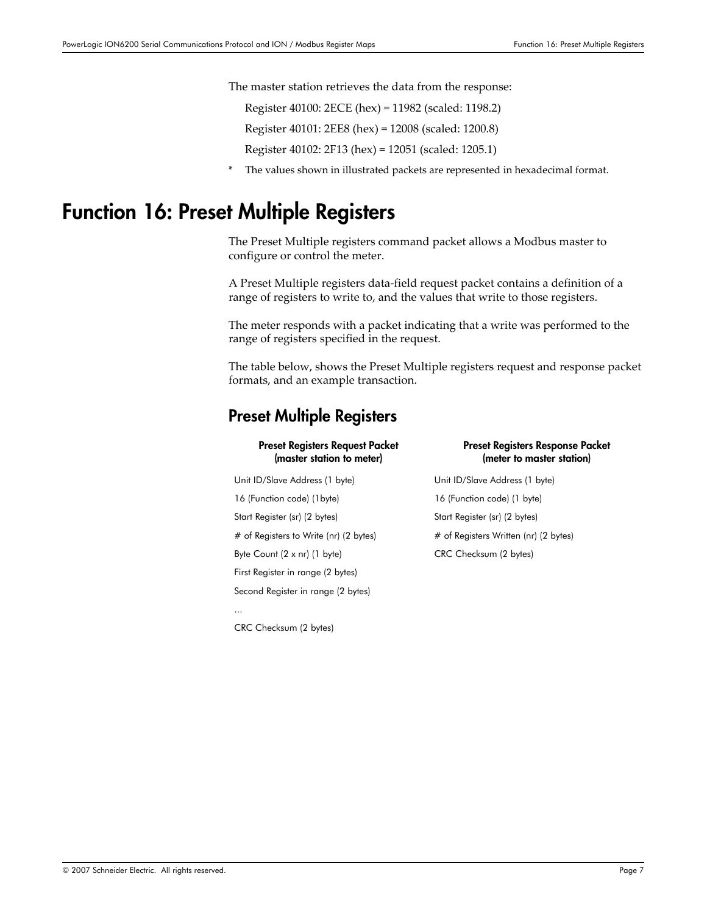The master station retrieves the data from the response:

Register 40100: 2ECE (hex) = 11982 (scaled: 1198.2)

Register 40101: 2EE8 (hex) = 12008 (scaled: 1200.8)

Register 40102: 2F13 (hex) = 12051 (scaled: 1205.1)

* The values shown in illustrated packets are represented in hexadecimal format.

# Function 16: Preset Multiple Registers

The Preset Multiple registers command packet allows a Modbus master to configure or control the meter.

A Preset Multiple registers data-field request packet contains a definition of a range of registers to write to, and the values that write to those registers.

The meter responds with a packet indicating that a write was performed to the range of registers specified in the request.

The table below, shows the Preset Multiple registers request and response packet formats, and an example transaction.

## Preset Multiple Registers

| Preset Registers Request Packet (master station to meter) | Preset Registers Response Packet (meter to master station) |
|---|---|
| Unit ID/Slave Address (1 byte) | Unit ID/Slave Address (1 byte) |
| 16 (Function code) (1byte) | 16 (Function code) (1 byte) |
| Start Register (sr) (2 bytes) | Start Register (sr) (2 bytes) |
| # of Registers to Write (nr) (2 bytes) | # of Registers Written (nr) (2 bytes) |
| Byte Count (2 x nr) (1 byte) | CRC Checksum (2 bytes) |
| First Register in range (2 bytes) | |
| Second Register in range (2 bytes) | |
| ... | |
| CRC Checksum (2 bytes) | |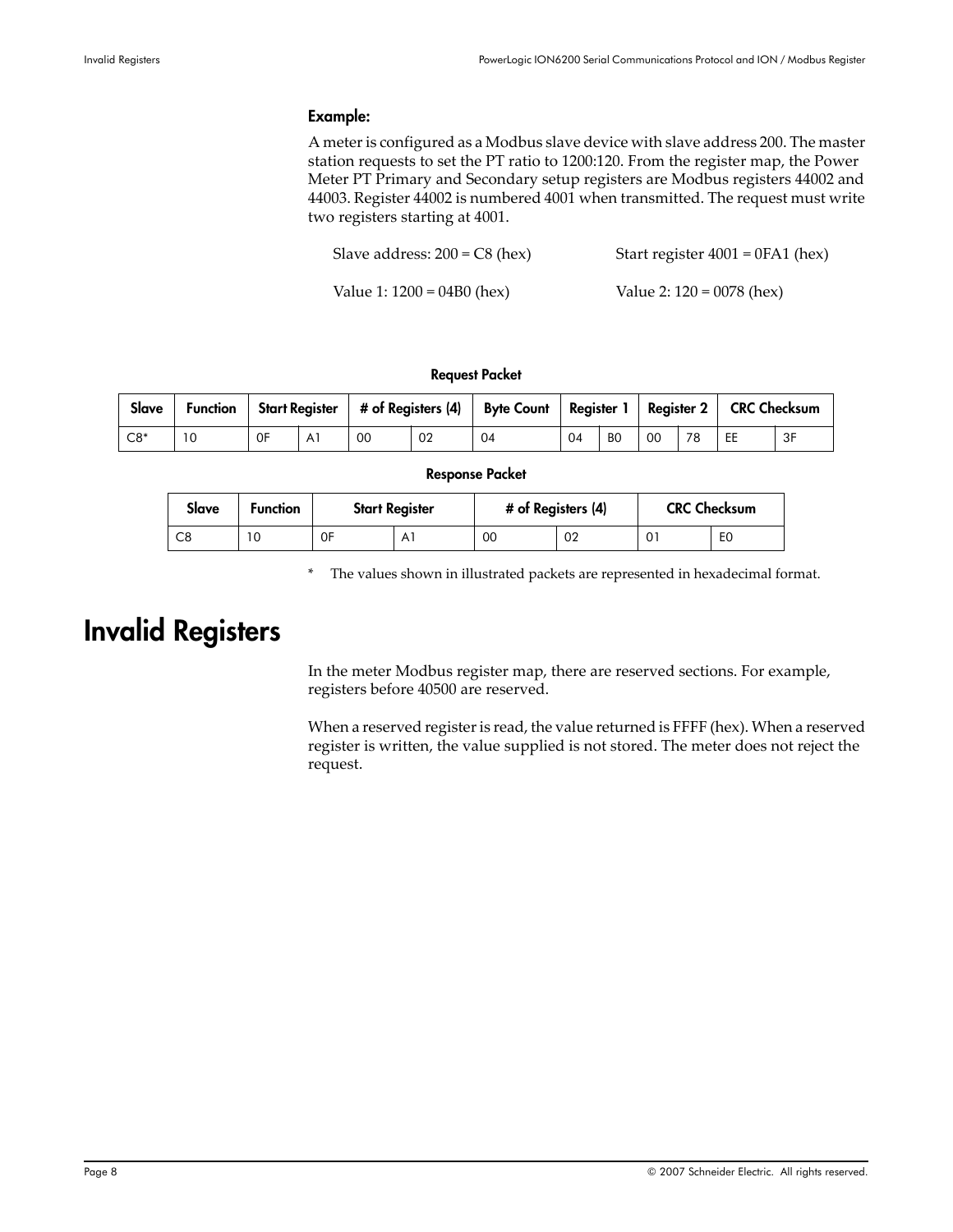**Example:**

A meter is configured as a Modbus slave device with slave address 200. The master station requests to set the PT ratio to 1200:120. From the register map, the Power Meter PT Primary and Secondary setup registers are Modbus registers 44002 and 44003. Register 44002 is numbered 4001 when transmitted. The request must write two registers starting at 4001.

Slave address: 200 = C8 (hex)

Start register 4001 = 0FA1 (hex)

Value 1: 1200 = 04B0 (hex)

Value 2: 120 = 0078 (hex)

**Request Packet**

| Slave | Function | Start Register | | # of Registers (4) | | Byte Count | Register 1 | | Register 2 | | CRC Checksum | |
|---|---|---|---|---|---|---|---|---|---|---|---|---|
| C8* | 10 | 0F | A1 | 00 | 02 | 04 | 04 | B0 | 00 | 78 | EE | 3F |

**Response Packet**

| Slave | Function | Start Register | | # of Registers (4) | | CRC Checksum | |
|---|---|---|---|---|---|---|---|
| C8 | 10 | 0F | A1 | 00 | 02 | 01 | E0 |

\* The values shown in illustrated packets are represented in hexadecimal format.

# Invalid Registers

In the meter Modbus register map, there are reserved sections. For example, registers before 40500 are reserved.

When a reserved register is read, the value returned is FFFF (hex). When a reserved register is written, the value supplied is not stored. The meter does not reject the request.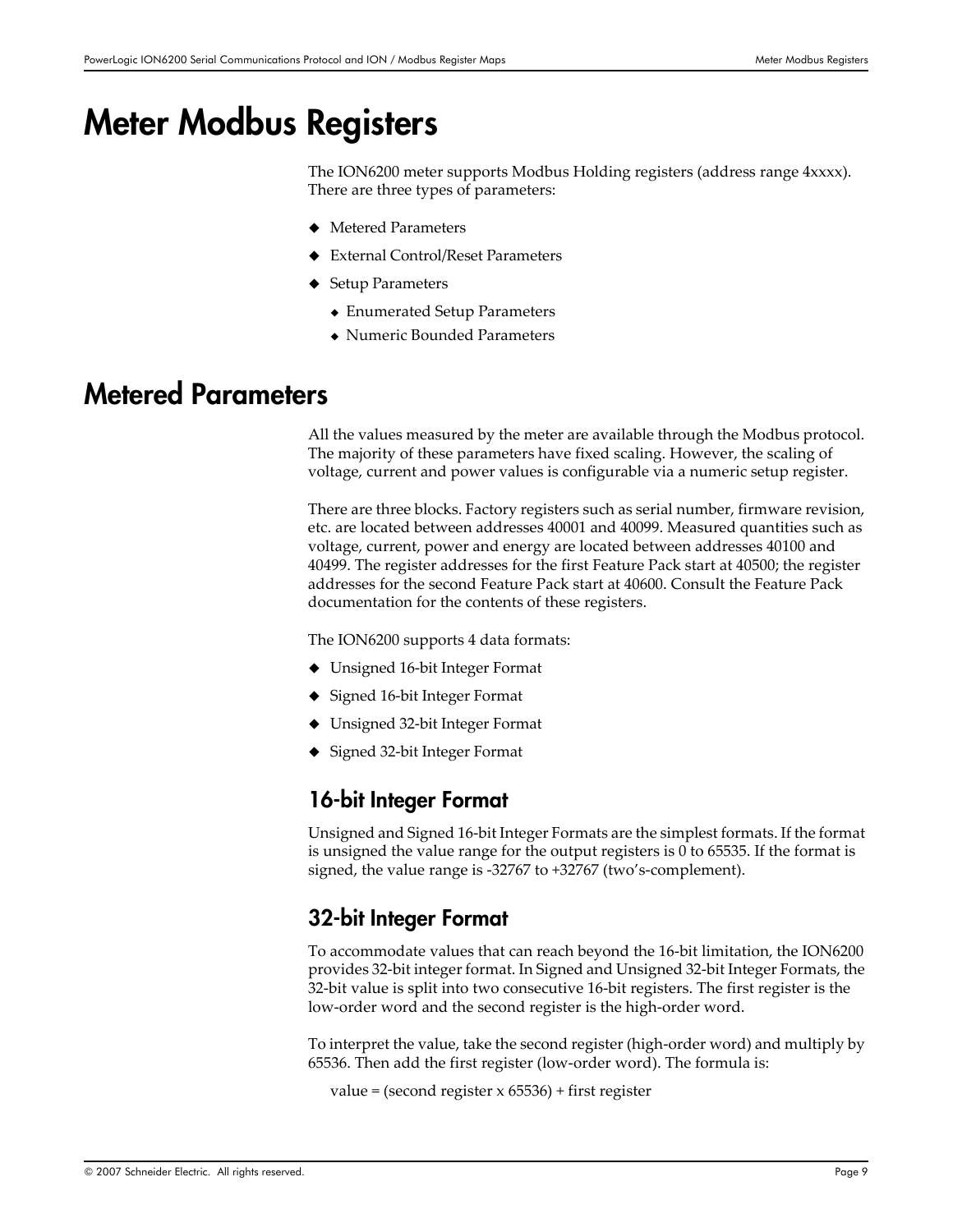# Meter Modbus Registers

The ION6200 meter supports Modbus Holding registers (address range 4xxxx). There are three types of parameters:

- Metered Parameters
- External Control/Reset Parameters
- Setup Parameters
  - Enumerated Setup Parameters
  - Numeric Bounded Parameters

# Metered Parameters

All the values measured by the meter are available through the Modbus protocol. The majority of these parameters have fixed scaling. However, the scaling of voltage, current and power values is configurable via a numeric setup register.

There are three blocks. Factory registers such as serial number, firmware revision, etc. are located between addresses 40001 and 40099. Measured quantities such as voltage, current, power and energy are located between addresses 40100 and 40499. The register addresses for the first Feature Pack start at 40500; the register addresses for the second Feature Pack start at 40600. Consult the Feature Pack documentation for the contents of these registers.

The ION6200 supports 4 data formats:

- Unsigned 16-bit Integer Format
- Signed 16-bit Integer Format
- Unsigned 32-bit Integer Format
- Signed 32-bit Integer Format

## 16-bit Integer Format

Unsigned and Signed 16-bit Integer Formats are the simplest formats. If the format is unsigned the value range for the output registers is 0 to 65535. If the format is signed, the value range is -32767 to +32767 (two's-complement).

## 32-bit Integer Format

To accommodate values that can reach beyond the 16-bit limitation, the ION6200 provides 32-bit integer format. In Signed and Unsigned 32-bit Integer Formats, the 32-bit value is split into two consecutive 16-bit registers. The first register is the low-order word and the second register is the high-order word.

To interpret the value, take the second register (high-order word) and multiply by 65536. Then add the first register (low-order word). The formula is:

value = (second register x 65536) + first register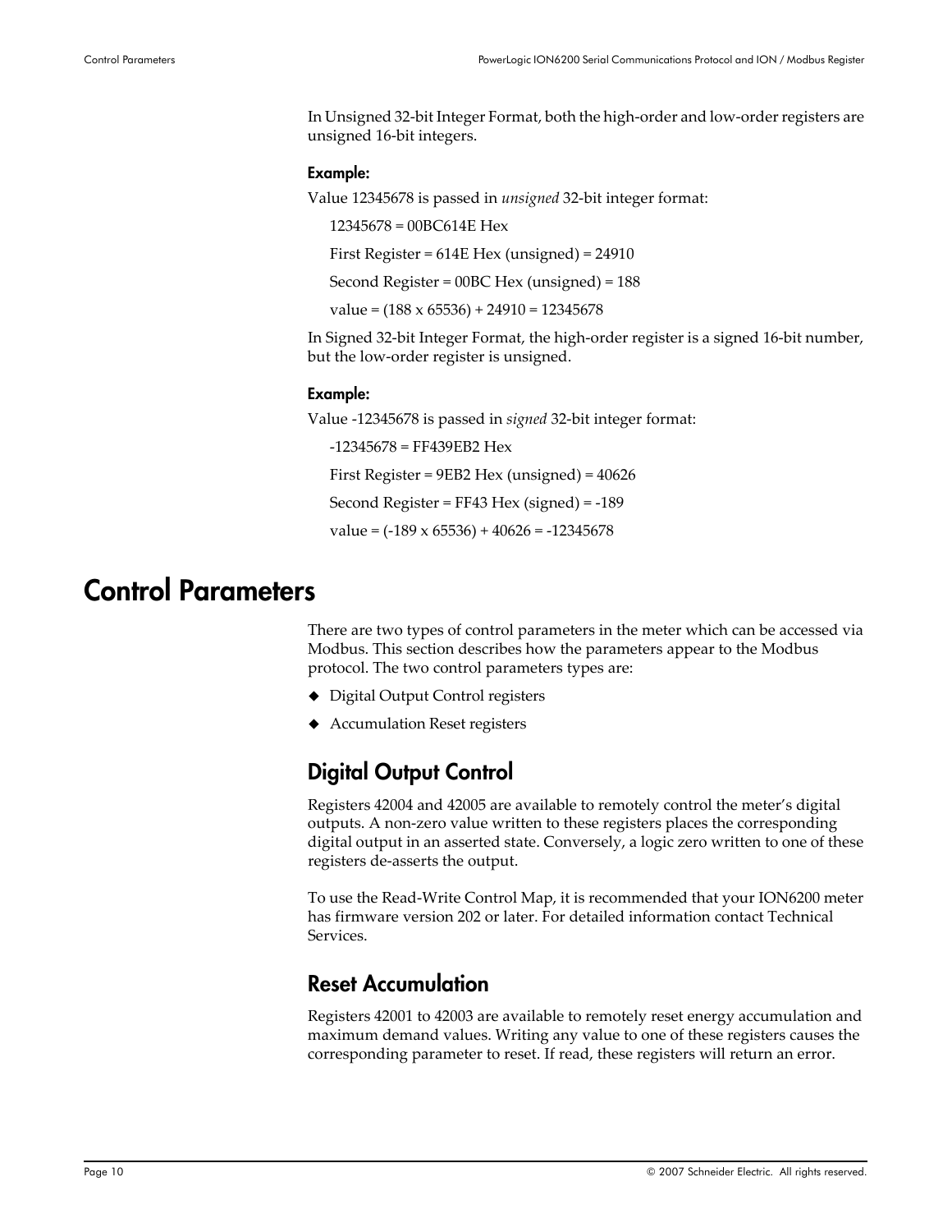In Unsigned 32-bit Integer Format, both the high-order and low-order registers are unsigned 16-bit integers.

**Example:**

Value 12345678 is passed in *unsigned* 32-bit integer format:

12345678 = 00BC614E Hex

First Register = 614E Hex (unsigned) = 24910

Second Register = 00BC Hex (unsigned) = 188

value = (188 x 65536) + 24910 = 12345678

In Signed 32-bit Integer Format, the high-order register is a signed 16-bit number, but the low-order register is unsigned.

**Example:**

Value -12345678 is passed in *signed* 32-bit integer format:

-12345678 = FF439EB2 Hex

First Register = 9EB2 Hex (unsigned) = 40626

Second Register = FF43 Hex (signed) = -189

value = (-189 x 65536) + 40626 = -12345678

# Control Parameters

There are two types of control parameters in the meter which can be accessed via Modbus. This section describes how the parameters appear to the Modbus protocol. The two control parameters types are:

- Digital Output Control registers
- Accumulation Reset registers

## Digital Output Control

Registers 42004 and 42005 are available to remotely control the meter's digital outputs. A non-zero value written to these registers places the corresponding digital output in an asserted state. Conversely, a logic zero written to one of these registers de-asserts the output.

To use the Read-Write Control Map, it is recommended that your ION6200 meter has firmware version 202 or later. For detailed information contact Technical Services.

## Reset Accumulation

Registers 42001 to 42003 are available to remotely reset energy accumulation and maximum demand values. Writing any value to one of these registers causes the corresponding parameter to reset. If read, these registers will return an error.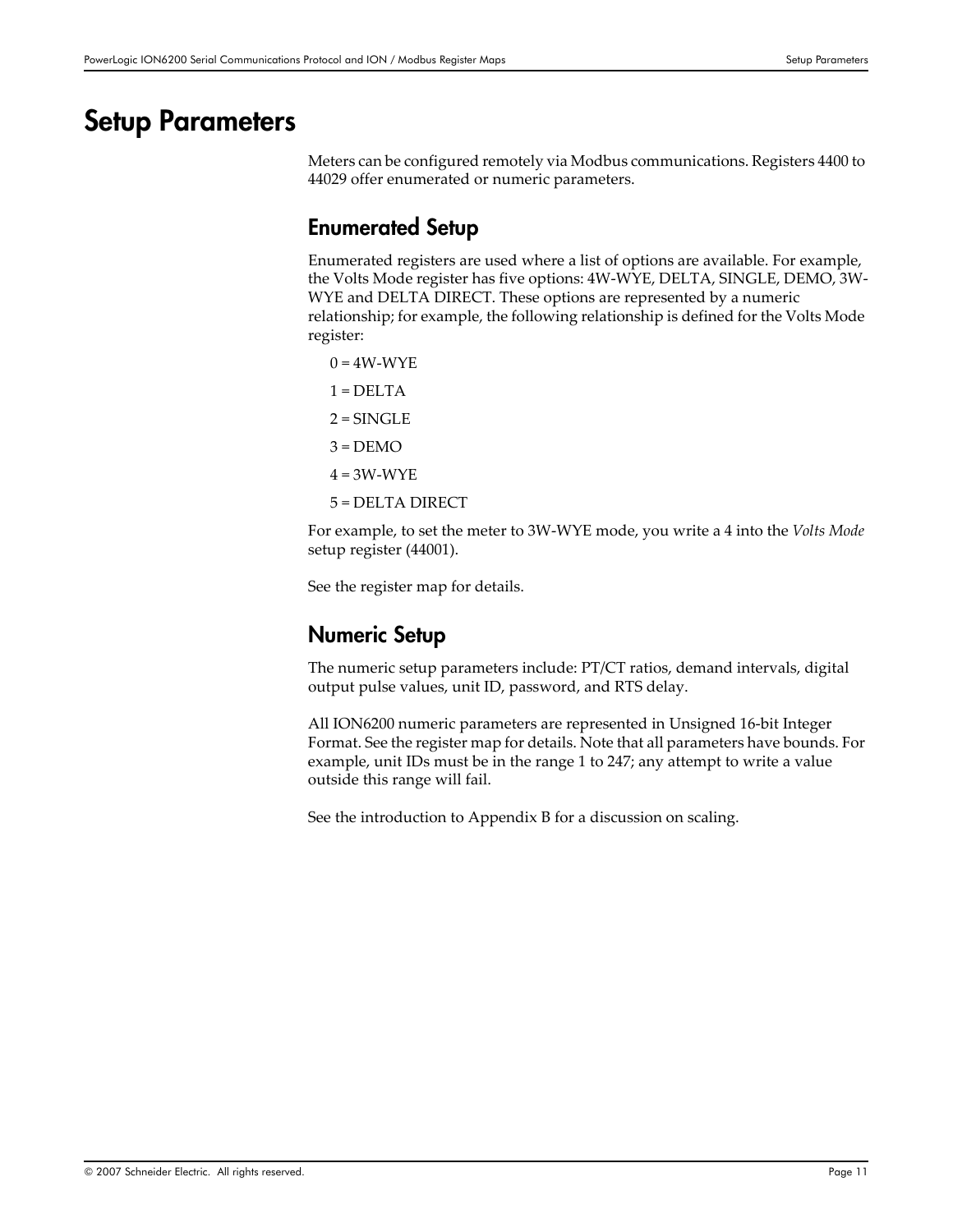# Setup Parameters

Meters can be configured remotely via Modbus communications. Registers 4400 to 44029 offer enumerated or numeric parameters.

## Enumerated Setup

Enumerated registers are used where a list of options are available. For example, the Volts Mode register has five options: 4W-WYE, DELTA, SINGLE, DEMO, 3W-WYE and DELTA DIRECT. These options are represented by a numeric relationship; for example, the following relationship is defined for the Volts Mode register:

0 = 4W-WYE

1 = DELTA

2 = SINGLE

3 = DEMO

4 = 3W-WYE

5 = DELTA DIRECT

For example, to set the meter to 3W-WYE mode, you write a 4 into the *Volts Mode* setup register (44001).

See the register map for details.

## Numeric Setup

The numeric setup parameters include: PT/CT ratios, demand intervals, digital output pulse values, unit ID, password, and RTS delay.

All ION6200 numeric parameters are represented in Unsigned 16-bit Integer Format. See the register map for details. Note that all parameters have bounds. For example, unit IDs must be in the range 1 to 247; any attempt to write a value outside this range will fail.

See the introduction to Appendix B for a discussion on scaling.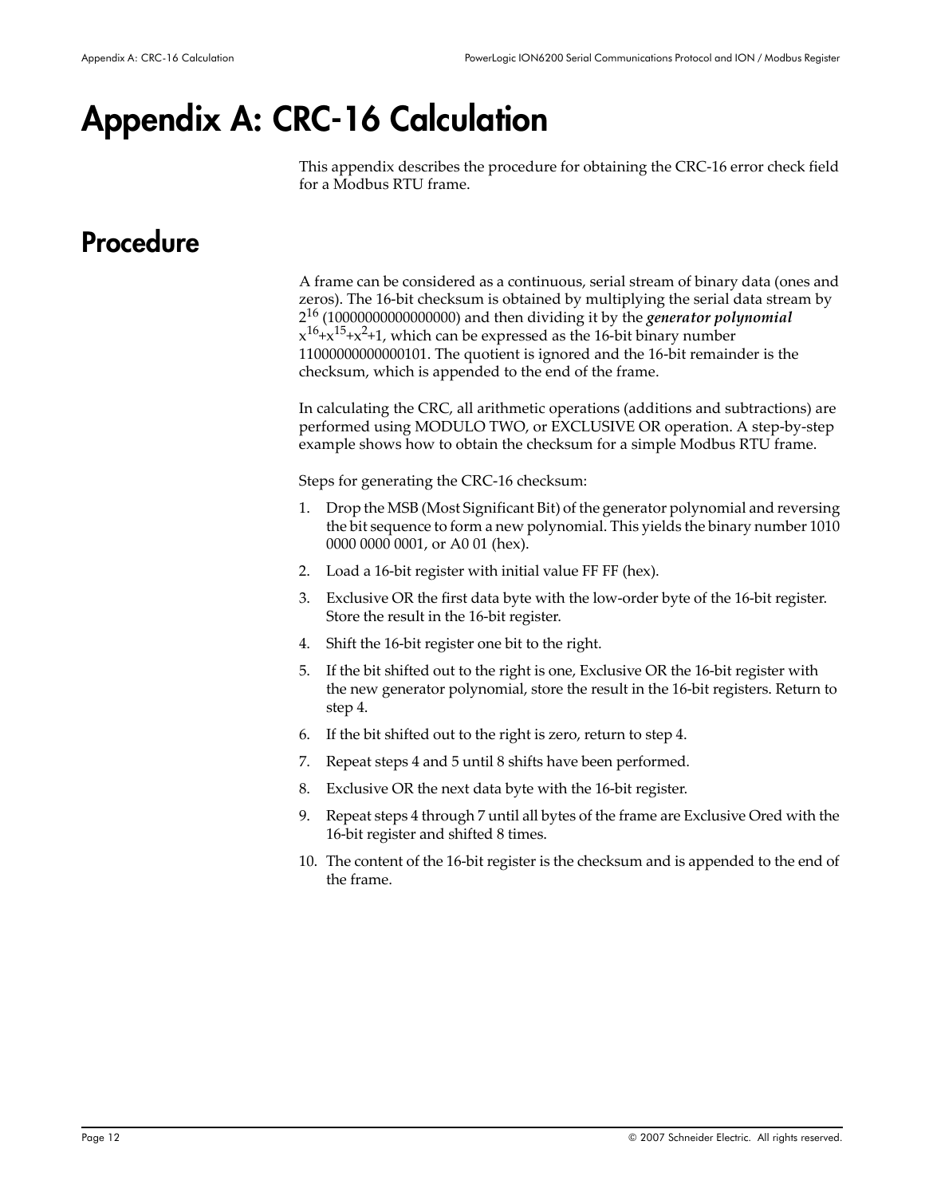# Appendix A: CRC-16 Calculation

This appendix describes the procedure for obtaining the CRC-16 error check field for a Modbus RTU frame.

## Procedure

A frame can be considered as a continuous, serial stream of binary data (ones and zeros). The 16-bit checksum is obtained by multiplying the serial data stream by $2^{16}$ (10000000000000000) and then dividing it by the ***generator polynomial*** $x^{16}+x^{15}+x^2+1$, which can be expressed as the 16-bit binary number 11000000000000101. The quotient is ignored and the 16-bit remainder is the checksum, which is appended to the end of the frame.

In calculating the CRC, all arithmetic operations (additions and subtractions) are performed using MODULO TWO, or EXCLUSIVE OR operation. A step-by-step example shows how to obtain the checksum for a simple Modbus RTU frame.

Steps for generating the CRC-16 checksum:

1. Drop the MSB (Most Significant Bit) of the generator polynomial and reversing the bit sequence to form a new polynomial. This yields the binary number 1010 0000 0000 0001, or A0 01 (hex).
2. Load a 16-bit register with initial value FF FF (hex).
3. Exclusive OR the first data byte with the low-order byte of the 16-bit register. Store the result in the 16-bit register.
4. Shift the 16-bit register one bit to the right.
5. If the bit shifted out to the right is one, Exclusive OR the 16-bit register with the new generator polynomial, store the result in the 16-bit registers. Return to step 4.
6. If the bit shifted out to the right is zero, return to step 4.
7. Repeat steps 4 and 5 until 8 shifts have been performed.
8. Exclusive OR the next data byte with the 16-bit register.
9. Repeat steps 4 through 7 until all bytes of the frame are Exclusive Ored with the 16-bit register and shifted 8 times.
10. The content of the 16-bit register is the checksum and is appended to the end of the frame.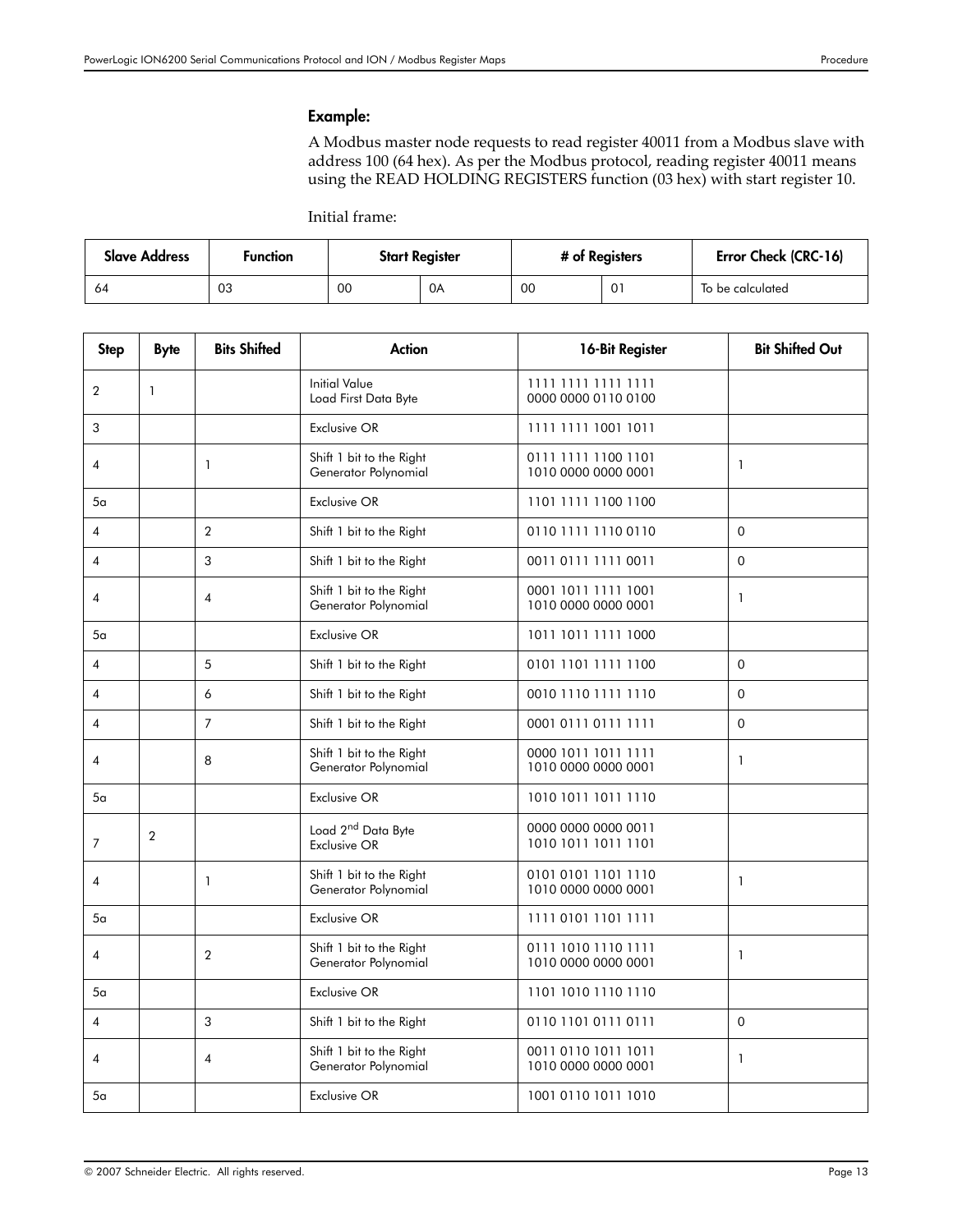### Example:

A Modbus master node requests to read register 40011 from a Modbus slave with address 100 (64 hex). As per the Modbus protocol, reading register 40011 means using the READ HOLDING REGISTERS function (03 hex) with start register 10.

Initial frame:

| Slave Address | Function | Start Register | | # of Registers | | Error Check (CRC-16) |
|---|---|---|---|---|---|---|
| 64 | 03 | 00 | 0A | 00 | 01 | To be calculated |

| Step | Byte | Bits Shifted | Action | 16-Bit Register | Bit Shifted Out |
|---|---|---|---|---|---|
| 2 | 1 | | Initial Value<br>Load First Data Byte | 1111 1111 1111 1111<br>0000 0000 0110 0100 | |
| 3 | | | Exclusive OR | 1111 1111 1001 1011 | |
| 4 | | 1 | Shift 1 bit to the Right<br>Generator Polynomial | 0111 1111 1100 1101<br>1010 0000 0000 0001 | 1 |
| 5a | | | Exclusive OR | 1101 1111 1100 1100 | |
| 4 | | 2 | Shift 1 bit to the Right | 0110 1111 1110 0110 | 0 |
| 4 | | 3 | Shift 1 bit to the Right | 0011 0111 1111 0011 | 0 |
| 4 | | 4 | Shift 1 bit to the Right<br>Generator Polynomial | 0001 1011 1111 1001<br>1010 0000 0000 0001 | 1 |
| 5a | | | Exclusive OR | 1011 1011 1111 1000 | |
| 4 | | 5 | Shift 1 bit to the Right | 0101 1101 1111 1100 | 0 |
| 4 | | 6 | Shift 1 bit to the Right | 0010 1110 1111 1110 | 0 |
| 4 | | 7 | Shift 1 bit to the Right | 0001 0111 0111 1111 | 0 |
| 4 | | 8 | Shift 1 bit to the Right<br>Generator Polynomial | 0000 1011 1011 1111<br>1010 0000 0000 0001 | 1 |
| 5a | | | Exclusive OR | 1010 1011 1011 1110 | |
| 7 | 2 | | Load 2nd Data Byte<br>Exclusive OR | 0000 0000 0000 0011<br>1010 1011 1011 1101 | |
| 4 | | 1 | Shift 1 bit to the Right<br>Generator Polynomial | 0101 0101 1101 1110<br>1010 0000 0000 0001 | 1 |
| 5a | | | Exclusive OR | 1111 0101 1101 1111 | |
| 4 | | 2 | Shift 1 bit to the Right<br>Generator Polynomial | 0111 1010 1110 1111<br>1010 0000 0000 0001 | 1 |
| 5a | | | Exclusive OR | 1101 1010 1110 1110 | |
| 4 | | 3 | Shift 1 bit to the Right | 0110 1101 0111 0111 | 0 |
| 4 | | 4 | Shift 1 bit to the Right<br>Generator Polynomial | 0011 0110 1011 1011<br>1010 0000 0000 0001 | 1 |
| 5a | | | Exclusive OR | 1001 0110 1011 1010 | |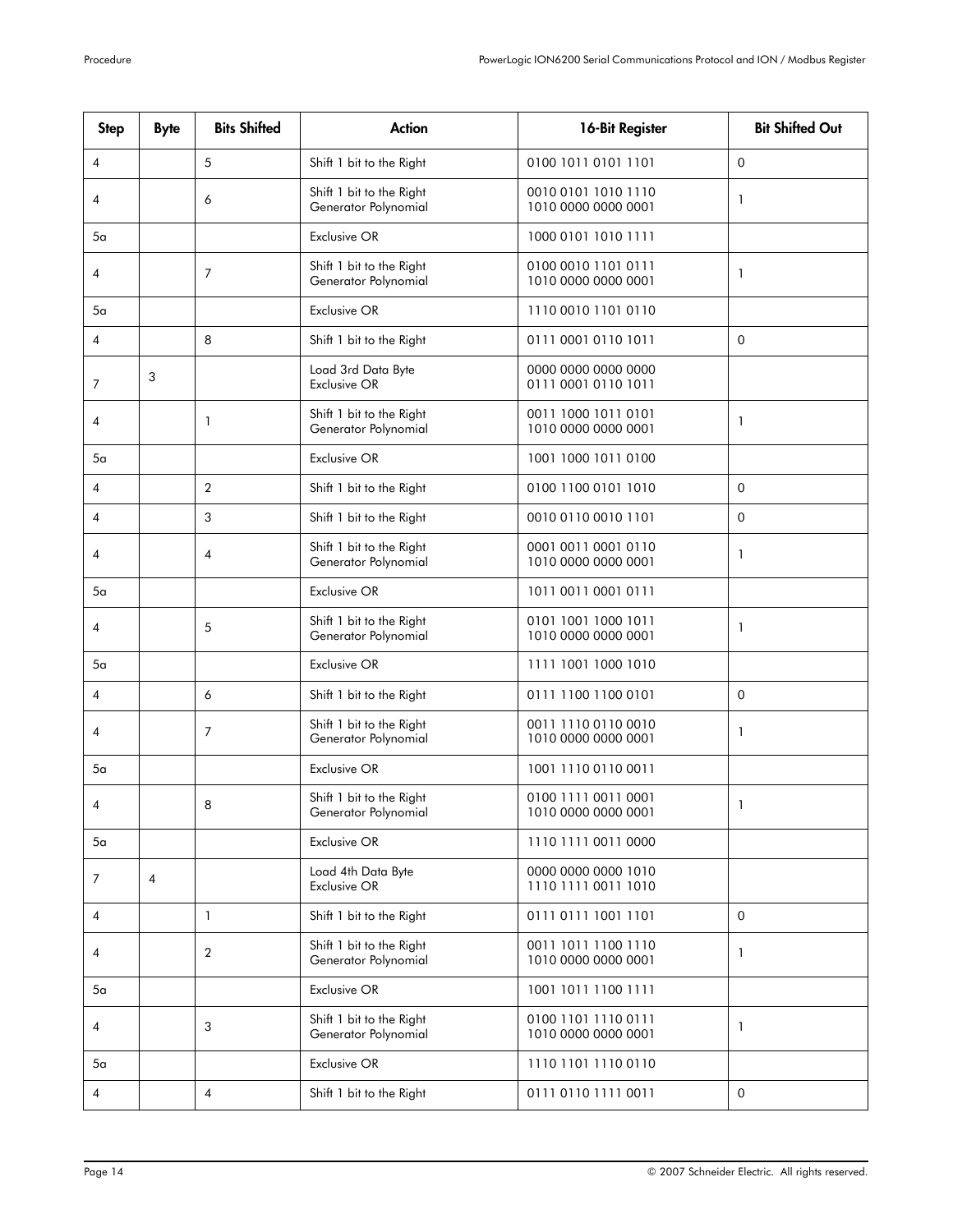| Step | Byte | Bits Shifted | Action | 16-Bit Register | Bit Shifted Out |
| --- | --- | --- | --- | --- | --- |
| 4 | | 5 | Shift 1 bit to the Right | 0100 1011 0101 1101 | 0 |
| 4 | | 6 | Shift 1 bit to the Right<br>Generator Polynomial | 0010 0101 1010 1110<br>1010 0000 0000 0001 | 1 |
| 5a | | | Exclusive OR | 1000 0101 1010 1111 | |
| 4 | | 7 | Shift 1 bit to the Right<br>Generator Polynomial | 0100 0010 1101 0111<br>1010 0000 0000 0001 | 1 |
| 5a | | | Exclusive OR | 1110 0010 1101 0110 | |
| 4 | | 8 | Shift 1 bit to the Right | 0111 0001 0110 1011 | 0 |
| 7 | 3 | | Load 3rd Data Byte<br>Exclusive OR | 0000 0000 0000 0000<br>0111 0001 0110 1011 | |
| 4 | | 1 | Shift 1 bit to the Right<br>Generator Polynomial | 0011 1000 1011 0101<br>1010 0000 0000 0001 | 1 |
| 5a | | | Exclusive OR | 1001 1000 1011 0100 | |
| 4 | | 2 | Shift 1 bit to the Right | 0100 1100 0101 1010 | 0 |
| 4 | | 3 | Shift 1 bit to the Right | 0010 0110 0010 1101 | 0 |
| 4 | | 4 | Shift 1 bit to the Right<br>Generator Polynomial | 0001 0011 0001 0110<br>1010 0000 0000 0001 | 1 |
| 5a | | | Exclusive OR | 1011 0011 0001 0111 | |
| 4 | | 5 | Shift 1 bit to the Right<br>Generator Polynomial | 0101 1001 1000 1011<br>1010 0000 0000 0001 | 1 |
| 5a | | | Exclusive OR | 1111 1001 1000 1010 | |
| 4 | | 6 | Shift 1 bit to the Right | 0111 1100 1100 0101 | 0 |
| 4 | | 7 | Shift 1 bit to the Right<br>Generator Polynomial | 0011 1110 0110 0010<br>1010 0000 0000 0001 | 1 |
| 5a | | | Exclusive OR | 1001 1110 0110 0011 | |
| 4 | | 8 | Shift 1 bit to the Right<br>Generator Polynomial | 0100 1111 0011 0001<br>1010 0000 0000 0001 | 1 |
| 5a | | | Exclusive OR | 1110 1111 0011 0000 | |
| 7 | 4 | | Load 4th Data Byte<br>Exclusive OR | 0000 0000 0000 1010<br>1110 1111 0011 1010 | |
| 4 | | 1 | Shift 1 bit to the Right | 0111 0111 1001 1101 | 0 |
| 4 | | 2 | Shift 1 bit to the Right<br>Generator Polynomial | 0011 1011 1100 1110<br>1010 0000 0000 0001 | 1 |
| 5a | | | Exclusive OR | 1001 1011 1100 1111 | |
| 4 | | 3 | Shift 1 bit to the Right<br>Generator Polynomial | 0100 1101 1110 0111<br>1010 0000 0000 0001 | 1 |
| 5a | | | Exclusive OR | 1110 1101 1110 0110 | |
| 4 | | 4 | Shift 1 bit to the Right | 0111 0110 1111 0011 | 0 |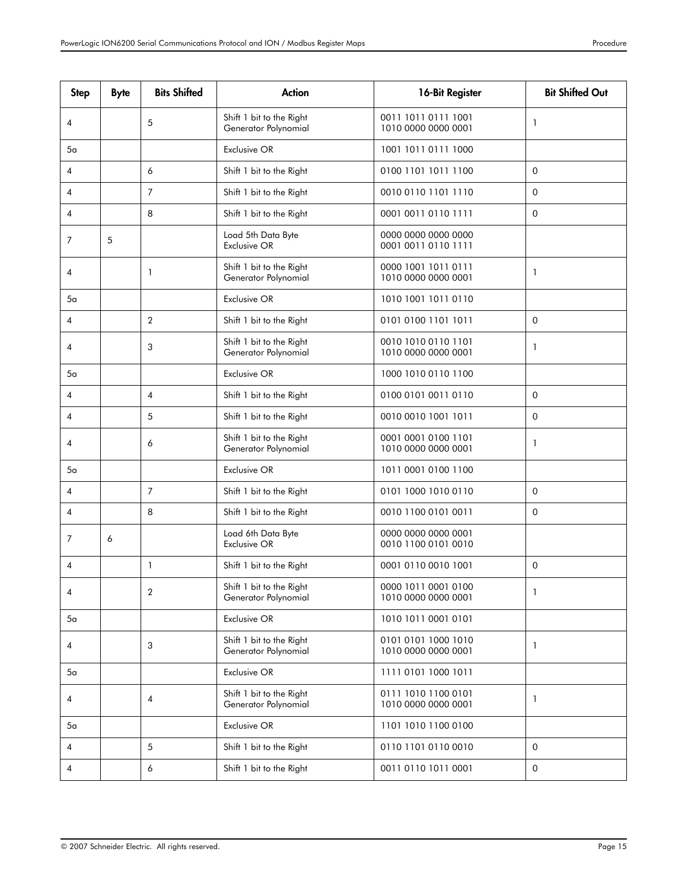| Step | Byte | Bits Shifted | Action | 16-Bit Register | Bit Shifted Out |
|---|---|---|---|---|---|
| 4 | | 5 | Shift 1 bit to the Right<br>Generator Polynomial | 0011 1011 0111 1001<br>1010 0000 0000 0001 | 1 |
| 5a | | | Exclusive OR | 1001 1011 0111 1000 | |
| 4 | | 6 | Shift 1 bit to the Right | 0100 1101 1011 1100 | 0 |
| 4 | | 7 | Shift 1 bit to the Right | 0010 0110 1101 1110 | 0 |
| 4 | | 8 | Shift 1 bit to the Right | 0001 0011 0110 1111 | 0 |
| 7 | 5 | | Load 5th Data Byte<br>Exclusive OR | 0000 0000 0000 0000<br>0001 0011 0110 1111 | |
| 4 | | 1 | Shift 1 bit to the Right<br>Generator Polynomial | 0000 1001 1011 0111<br>1010 0000 0000 0001 | 1 |
| 5a | | | Exclusive OR | 1010 1001 1011 0110 | |
| 4 | | 2 | Shift 1 bit to the Right | 0101 0100 1101 1011 | 0 |
| 4 | | 3 | Shift 1 bit to the Right<br>Generator Polynomial | 0010 1010 0110 1101<br>1010 0000 0000 0001 | 1 |
| 5a | | | Exclusive OR | 1000 1010 0110 1100 | |
| 4 | | 4 | Shift 1 bit to the Right | 0100 0101 0011 0110 | 0 |
| 4 | | 5 | Shift 1 bit to the Right | 0010 0010 1001 1011 | 0 |
| 4 | | 6 | Shift 1 bit to the Right<br>Generator Polynomial | 0001 0001 0100 1101<br>1010 0000 0000 0001 | 1 |
| 5a | | | Exclusive OR | 1011 0001 0100 1100 | |
| 4 | | 7 | Shift 1 bit to the Right | 0101 1000 1010 0110 | 0 |
| 4 | | 8 | Shift 1 bit to the Right | 0010 1100 0101 0011 | 0 |
| 7 | 6 | | Load 6th Data Byte<br>Exclusive OR | 0000 0000 0000 0001<br>0010 1100 0101 0010 | |
| 4 | | 1 | Shift 1 bit to the Right | 0001 0110 0010 1001 | 0 |
| 4 | | 2 | Shift 1 bit to the Right<br>Generator Polynomial | 0000 1011 0001 0100<br>1010 0000 0000 0001 | 1 |
| 5a | | | Exclusive OR | 1010 1011 0001 0101 | |
| 4 | | 3 | Shift 1 bit to the Right<br>Generator Polynomial | 0101 0101 1000 1010<br>1010 0000 0000 0001 | 1 |
| 5a | | | Exclusive OR | 1111 0101 1000 1011 | |
| 4 | | 4 | Shift 1 bit to the Right<br>Generator Polynomial | 0111 1010 1100 0101<br>1010 0000 0000 0001 | 1 |
| 5a | | | Exclusive OR | 1101 1010 1100 0100 | |
| 4 | | 5 | Shift 1 bit to the Right | 0110 1101 0110 0010 | 0 |
| 4 | | 6 | Shift 1 bit to the Right | 0011 0110 1011 0001 | 0 |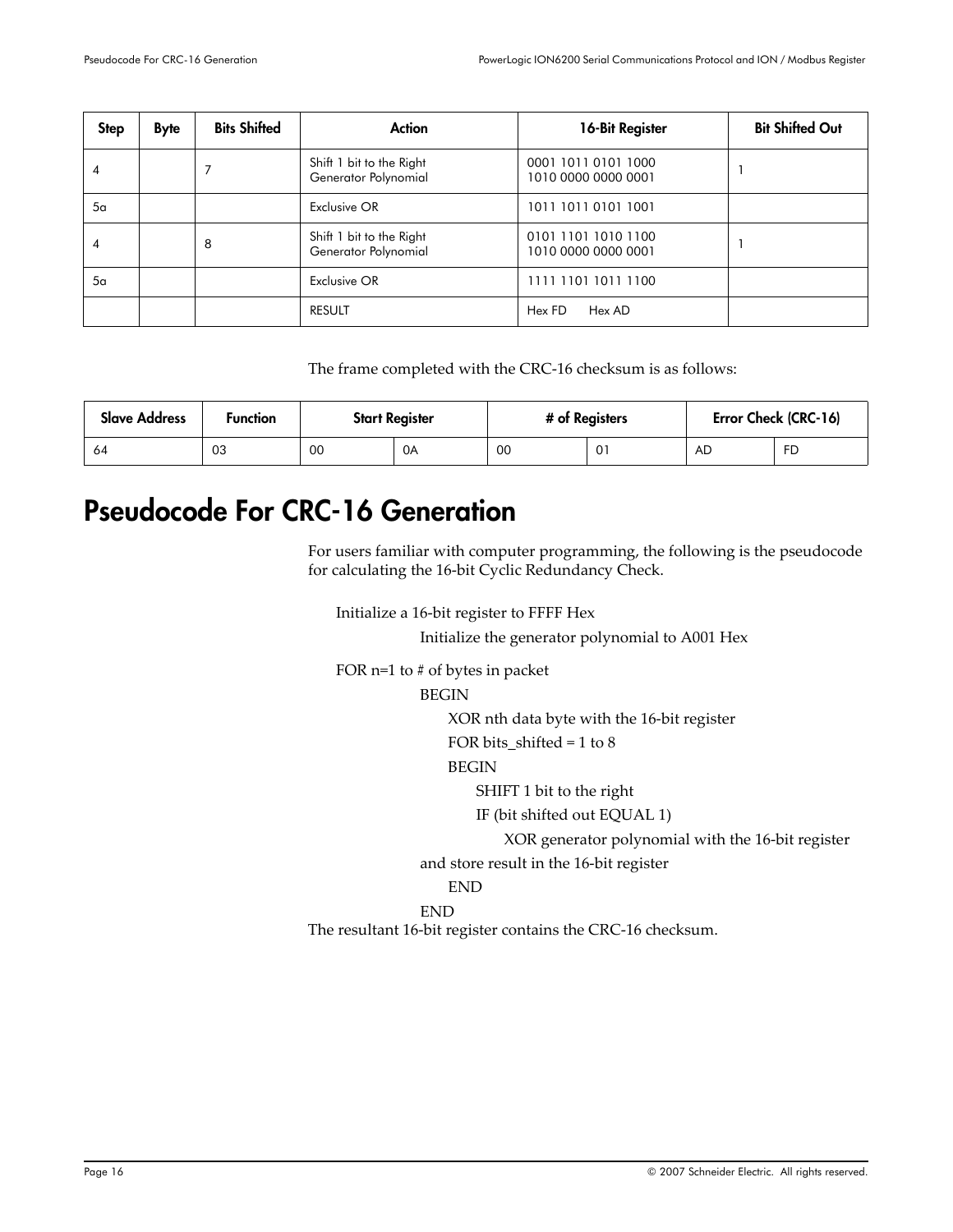| Step | Byte | Bits Shifted | Action | 16-Bit Register | Bit Shifted Out |
|---|---|---|---|---|---|
| 4 | | 7 | Shift 1 bit to the Right<br>Generator Polynomial | 0001 1011 0101 1000<br>1010 0000 0000 0001 | 1 |
| 5a | | | Exclusive OR | 1011 1011 0101 1001 | |
| 4 | | 8 | Shift 1 bit to the Right<br>Generator Polynomial | 0101 1101 1010 1100<br>1010 0000 0000 0001 | 1 |
| 5a | | | Exclusive OR | 1111 1101 1011 1100 | |
| | | | RESULT | Hex FD Hex AD | |

The frame completed with the CRC-16 checksum is as follows:

| Slave Address | Function | Start Register | | # of Registers | | Error Check (CRC-16) | |
|---|---|---|---|---|---|---|---|
| 64 | 03 | 00 | 0A | 00 | 01 | AD | FD |

# Pseudocode For CRC-16 Generation

For users familiar with computer programming, the following is the pseudocode for calculating the 16-bit Cyclic Redundancy Check.

```
Initialize a 16-bit register to FFFF Hex
        Initialize the generator polynomial to A001 Hex
FOR n=1 to # of bytes in packet
        BEGIN
            XOR nth data byte with the 16-bit register
            FOR bits_shifted = 1 to 8
            BEGIN
                SHIFT 1 bit to the right
                IF (bit shifted out EQUAL 1)
                    XOR generator polynomial with the 16-bit register
        and store result in the 16-bit register
            END
        END
```

The resultant 16-bit register contains the CRC-16 checksum.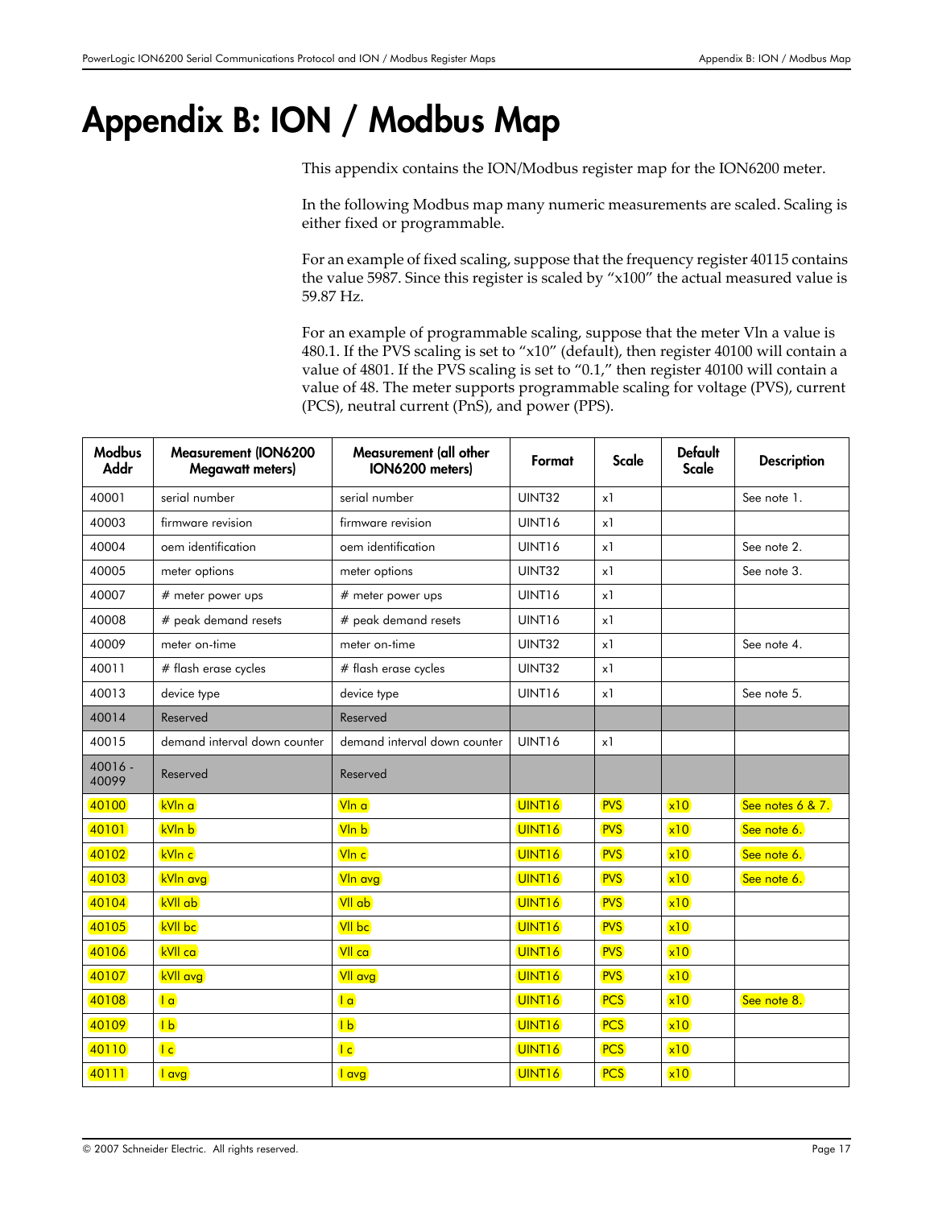# Appendix B: ION / Modbus Map

This appendix contains the ION/Modbus register map for the ION6200 meter.

In the following Modbus map many numeric measurements are scaled. Scaling is either fixed or programmable.

For an example of fixed scaling, suppose that the frequency register 40115 contains the value 5987. Since this register is scaled by "x100" the actual measured value is 59.87 Hz.

For an example of programmable scaling, suppose that the meter Vln a value is 480.1. If the PVS scaling is set to "x10" (default), then register 40100 will contain a value of 4801. If the PVS scaling is set to "0.1," then register 40100 will contain a value of 48. The meter supports programmable scaling for voltage (PVS), current (PCS), neutral current (PnS), and power (PPS).

| Modbus Addr | Measurement (ION6200 Megawatt meters) | Measurement (all other ION6200 meters) | Format | Scale | Default Scale | Description |
|---|---|---|---|---|---|---|
| 40001 | serial number | serial number | UINT32 | x1 | | See note 1. |
| 40003 | firmware revision | firmware revision | UINT16 | x1 | | |
| 40004 | oem identification | oem identification | UINT16 | x1 | | See note 2. |
| 40005 | meter options | meter options | UINT32 | x1 | | See note 3. |
| 40007 | # meter power ups | # meter power ups | UINT16 | x1 | | |
| 40008 | # peak demand resets | # peak demand resets | UINT16 | x1 | | |
| 40009 | meter on-time | meter on-time | UINT32 | x1 | | See note 4. |
| 40011 | # flash erase cycles | # flash erase cycles | UINT32 | x1 | | |
| 40013 | device type | device type | UINT16 | x1 | | See note 5. |
| 40014 | Reserved | Reserved | | | | |
| 40015 | demand interval down counter | demand interval down counter | UINT16 | x1 | | |
| 40016 - 40099 | Reserved | Reserved | | | | |
| 40100 | kVln a | Vln a | UINT16 | PVS | x10 | See notes 6 & 7. |
| 40101 | kVln b | Vln b | UINT16 | PVS | x10 | See note 6. |
| 40102 | kVln c | Vln c | UINT16 | PVS | x10 | See note 6. |
| 40103 | kVln avg | Vln avg | UINT16 | PVS | x10 | See note 6. |
| 40104 | kVll ab | Vll ab | UINT16 | PVS | x10 | |
| 40105 | kVll bc | Vll bc | UINT16 | PVS | x10 | |
| 40106 | kVll ca | Vll ca | UINT16 | PVS | x10 | |
| 40107 | kVll avg | Vll avg | UINT16 | PVS | x10 | |
| 40108 | I a | I a | UINT16 | PCS | x10 | See note 8. |
| 40109 | I b | I b | UINT16 | PCS | x10 | |
| 40110 | I c | I c | UINT16 | PCS | x10 | |
| 40111 | I avg | I avg | UINT16 | PCS | x10 | |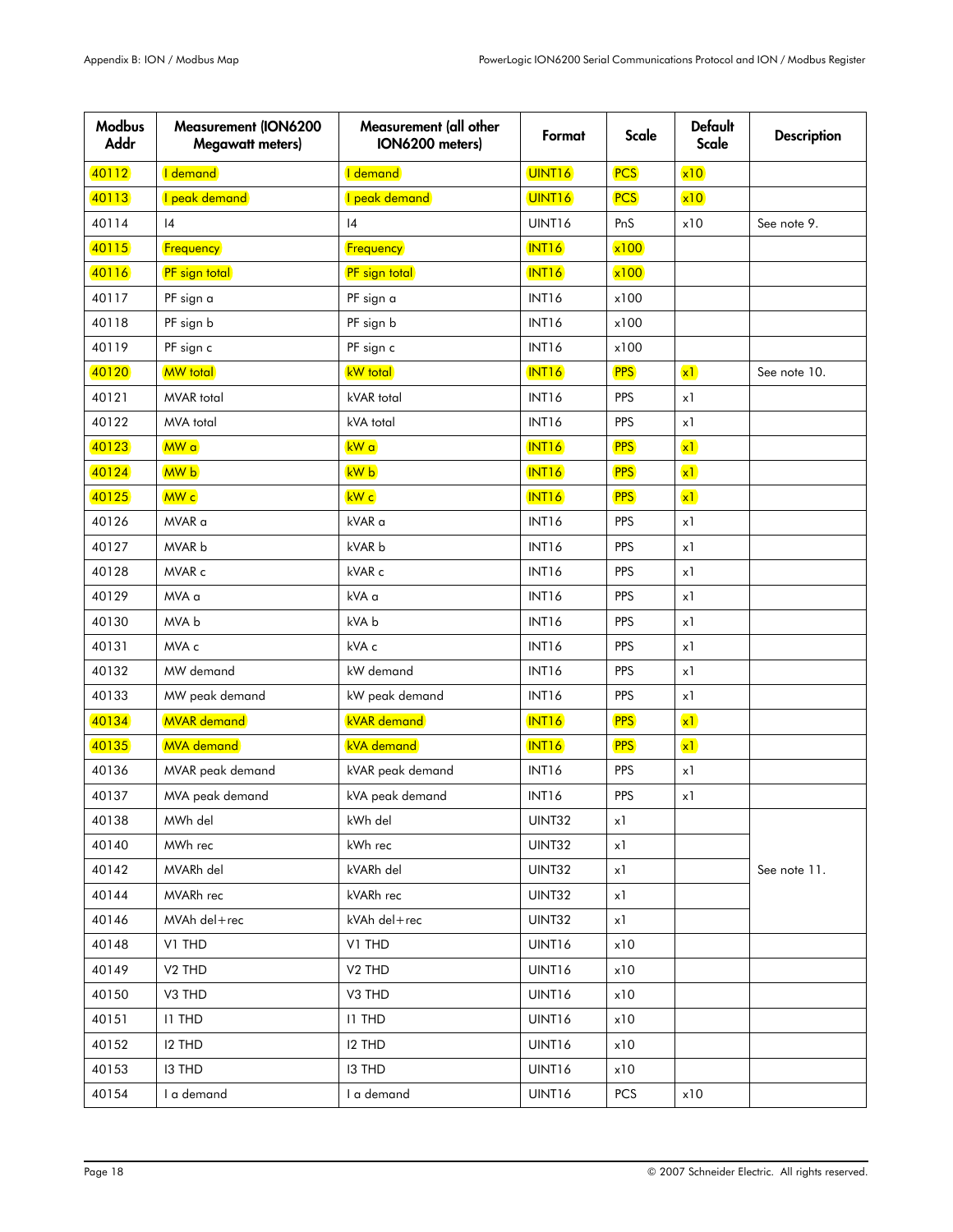| Modbus Addr | Measurement (ION6200 Megawatt meters) | Measurement (all other ION6200 meters) | Format | Scale | Default Scale | Description |
|---|---|---|---|---|---|---|
| 40112 | I demand | I demand | UINT16 | PCS | x10 | |
| 40113 | I peak demand | I peak demand | UINT16 | PCS | x10 | |
| 40114 | I4 | I4 | UINT16 | PnS | x10 | See note 9. |
| 40115 | Frequency | Frequency | INT16 | x100 | | |
| 40116 | PF sign total | PF sign total | INT16 | x100 | | |
| 40117 | PF sign a | PF sign a | INT16 | x100 | | |
| 40118 | PF sign b | PF sign b | INT16 | x100 | | |
| 40119 | PF sign c | PF sign c | INT16 | x100 | | |
| 40120 | MW total | kW total | INT16 | PPS | x1 | See note 10. |
| 40121 | MVAR total | kVAR total | INT16 | PPS | x1 | |
| 40122 | MVA total | kVA total | INT16 | PPS | x1 | |
| 40123 | MW a | kW a | INT16 | PPS | x1 | |
| 40124 | MW b | kW b | INT16 | PPS | x1 | |
| 40125 | MW c | kW c | INT16 | PPS | x1 | |
| 40126 | MVAR a | kVAR a | INT16 | PPS | x1 | |
| 40127 | MVAR b | kVAR b | INT16 | PPS | x1 | |
| 40128 | MVAR c | kVAR c | INT16 | PPS | x1 | |
| 40129 | MVA a | kVA a | INT16 | PPS | x1 | |
| 40130 | MVA b | kVA b | INT16 | PPS | x1 | |
| 40131 | MVA c | kVA c | INT16 | PPS | x1 | |
| 40132 | MW demand | kW demand | INT16 | PPS | x1 | |
| 40133 | MW peak demand | kW peak demand | INT16 | PPS | x1 | |
| 40134 | MVAR demand | kVAR demand | INT16 | PPS | x1 | |
| 40135 | MVA demand | kVA demand | INT16 | PPS | x1 | |
| 40136 | MVAR peak demand | kVAR peak demand | INT16 | PPS | x1 | |
| 40137 | MVA peak demand | kVA peak demand | INT16 | PPS | x1 | |
| 40138 | MWh del | kWh del | UINT32 | x1 | | See note 11. |
| 40140 | MWh rec | kWh rec | UINT32 | x1 | | |
| 40142 | MVARh del | kVARh del | UINT32 | x1 | | |
| 40144 | MVARh rec | kVARh rec | UINT32 | x1 | | |
| 40146 | MVAh del+rec | kVAh del+rec | UINT32 | x1 | | |
| 40148 | V1 THD | V1 THD | UINT16 | x10 | | |
| 40149 | V2 THD | V2 THD | UINT16 | x10 | | |
| 40150 | V3 THD | V3 THD | UINT16 | x10 | | |
| 40151 | I1 THD | I1 THD | UINT16 | x10 | | |
| 40152 | I2 THD | I2 THD | UINT16 | x10 | | |
| 40153 | I3 THD | I3 THD | UINT16 | x10 | | |
| 40154 | I a demand | I a demand | UINT16 | PCS | x10 | |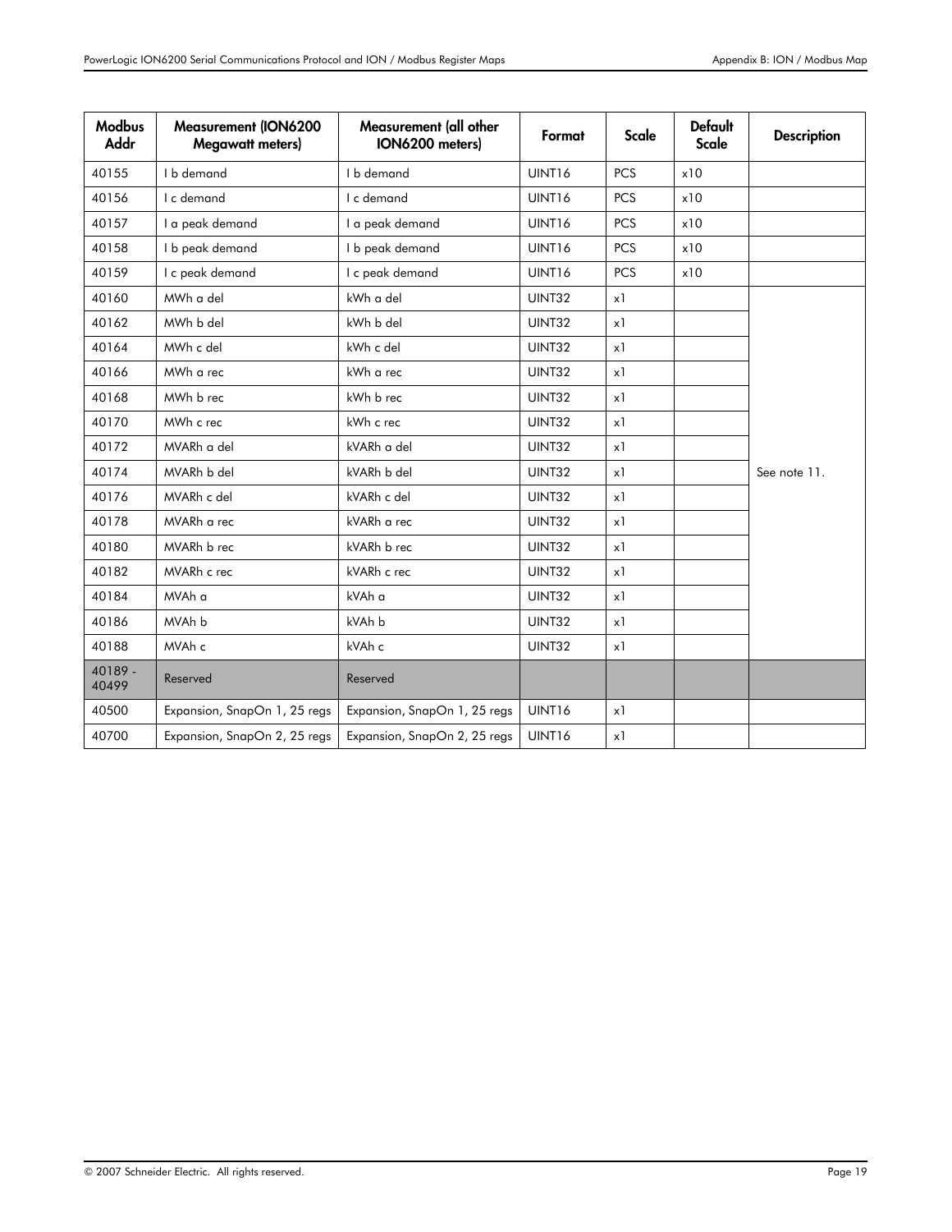| Modbus Addr | Measurement (ION6200 Megawatt meters) | Measurement (all other ION6200 meters) | Format | Scale | Default Scale | Description |
|---|---|---|---|---|---|---|
| 40155 | I b demand | I b demand | UINT16 | PCS | x10 | |
| 40156 | I c demand | I c demand | UINT16 | PCS | x10 | |
| 40157 | I a peak demand | I a peak demand | UINT16 | PCS | x10 | |
| 40158 | I b peak demand | I b peak demand | UINT16 | PCS | x10 | |
| 40159 | I c peak demand | I c peak demand | UINT16 | PCS | x10 | |
| 40160 | MWh a del | kWh a del | UINT32 | x1 | | See note 11. |
| 40162 | MWh b del | kWh b del | UINT32 | x1 | | |
| 40164 | MWh c del | kWh c del | UINT32 | x1 | | |
| 40166 | MWh a rec | kWh a rec | UINT32 | x1 | | |
| 40168 | MWh b rec | kWh b rec | UINT32 | x1 | | |
| 40170 | MWh c rec | kWh c rec | UINT32 | x1 | | |
| 40172 | MVARh a del | kVARh a del | UINT32 | x1 | | |
| 40174 | MVARh b del | kVARh b del | UINT32 | x1 | | |
| 40176 | MVARh c del | kVARh c del | UINT32 | x1 | | |
| 40178 | MVARh a rec | kVARh a rec | UINT32 | x1 | | |
| 40180 | MVARh b rec | kVARh b rec | UINT32 | x1 | | |
| 40182 | MVARh c rec | kVARh c rec | UINT32 | x1 | | |
| 40184 | MVAh a | kVAh a | UINT32 | x1 | | |
| 40186 | MVAh b | kVAh b | UINT32 | x1 | | |
| 40188 | MVAh c | kVAh c | UINT32 | x1 | | |
| 40189 - 40499 | Reserved | Reserved | | | | |
| 40500 | Expansion, SnapOn 1, 25 regs | Expansion, SnapOn 1, 25 regs | UINT16 | x1 | | |
| 40700 | Expansion, SnapOn 2, 25 regs | Expansion, SnapOn 2, 25 regs | UINT16 | x1 | | |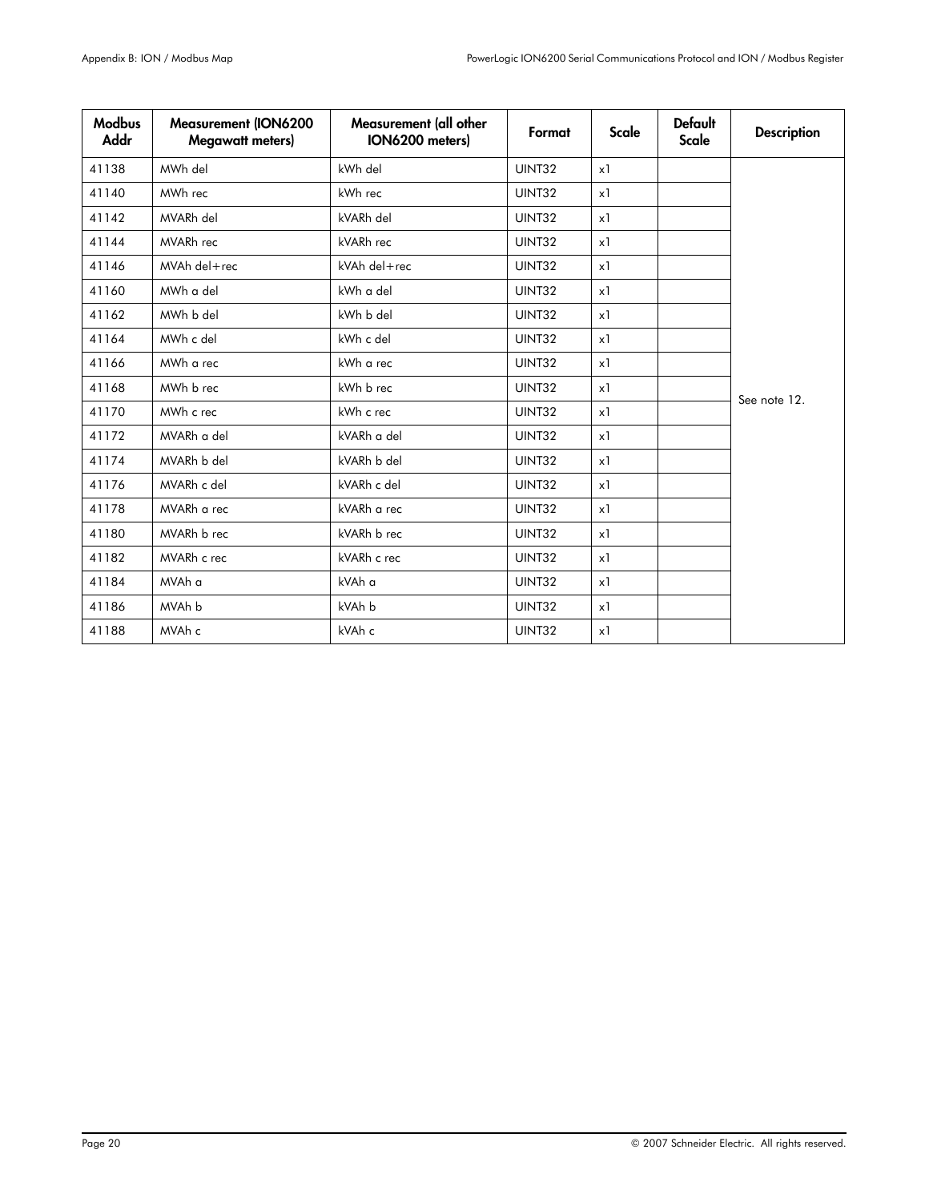| Modbus Addr | Measurement (ION6200 Megawatt meters) | Measurement (all other ION6200 meters) | Format | Scale | Default Scale | Description |
|---|---|---|---|---|---|---|
| 41138 | MWh del | kWh del | UINT32 | x1 | | See note 12. |
| 41140 | MWh rec | kWh rec | UINT32 | x1 | | |
| 41142 | MVARh del | kVARh del | UINT32 | x1 | | |
| 41144 | MVARh rec | kVARh rec | UINT32 | x1 | | |
| 41146 | MVAh del+rec | kVAh del+rec | UINT32 | x1 | | |
| 41160 | MWh a del | kWh a del | UINT32 | x1 | | |
| 41162 | MWh b del | kWh b del | UINT32 | x1 | | |
| 41164 | MWh c del | kWh c del | UINT32 | x1 | | |
| 41166 | MWh a rec | kWh a rec | UINT32 | x1 | | |
| 41168 | MWh b rec | kWh b rec | UINT32 | x1 | | |
| 41170 | MWh c rec | kWh c rec | UINT32 | x1 | | |
| 41172 | MVARh a del | kVARh a del | UINT32 | x1 | | |
| 41174 | MVARh b del | kVARh b del | UINT32 | x1 | | |
| 41176 | MVARh c del | kVARh c del | UINT32 | x1 | | |
| 41178 | MVARh a rec | kVARh a rec | UINT32 | x1 | | |
| 41180 | MVARh b rec | kVARh b rec | UINT32 | x1 | | |
| 41182 | MVARh c rec | kVARh c rec | UINT32 | x1 | | |
| 41184 | MVAh a | kVAh a | UINT32 | x1 | | |
| 41186 | MVAh b | kVAh b | UINT32 | x1 | | |
| 41188 | MVAh c | kVAh c | UINT32 | x1 | | |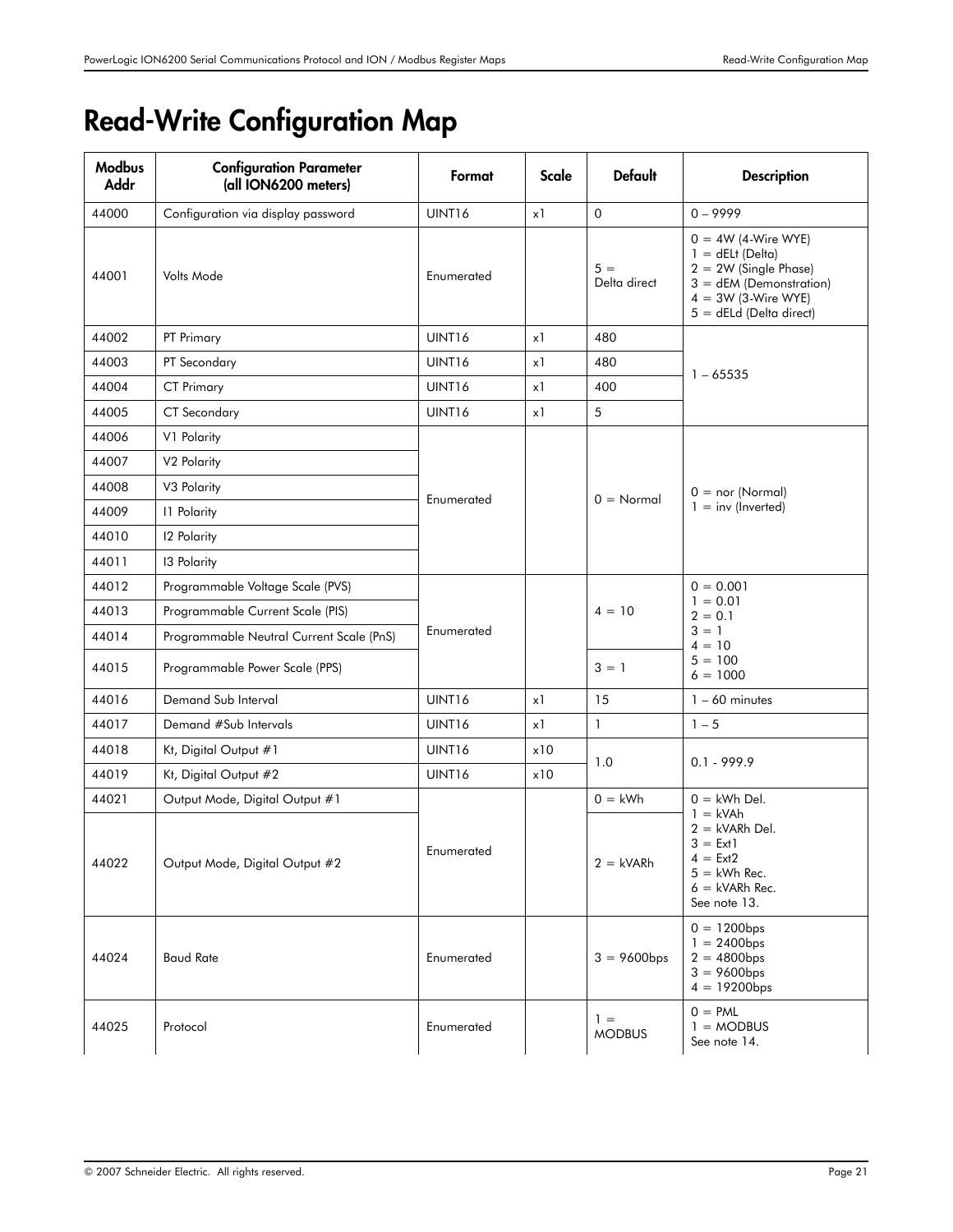# Read-Write Configuration Map

| Modbus Addr | Configuration Parameter (all ION6200 meters) | Format | Scale | Default | Description |
|---|---|---|---|---|---|
| 44000 | Configuration via display password | UINT16 | x1 | 0 | 0 – 9999 |
| 44001 | Volts Mode | Enumerated | | 5 = Delta direct | 0 = 4W (4-Wire WYE)<br>1 = dELt (Delta)<br>2 = 2W (Single Phase)<br>3 = dEM (Demonstration)<br>4 = 3W (3-Wire WYE)<br>5 = dELd (Delta direct) |
| 44002 | PT Primary | UINT16 | x1 | 480 | 1 – 65535 |
| 44003 | PT Secondary | UINT16 | x1 | 480 | |
| 44004 | CT Primary | UINT16 | x1 | 400 | |
| 44005 | CT Secondary | UINT16 | x1 | 5 | |
| 44006 | V1 Polarity | Enumerated | | 0 = Normal | 0 = nor (Normal)<br>1 = inv (Inverted) |
| 44007 | V2 Polarity | | | | |
| 44008 | V3 Polarity | | | | |
| 44009 | I1 Polarity | | | | |
| 44010 | I2 Polarity | | | | |
| 44011 | I3 Polarity | | | | |
| 44012 | Programmable Voltage Scale (PVS) | Enumerated | | 4 = 10 | 0 = 0.001<br>1 = 0.01<br>2 = 0.1<br>3 = 1<br>4 = 10<br>5 = 100<br>6 = 1000 |
| 44013 | Programmable Current Scale (PIS) | | | | |
| 44014 | Programmable Neutral Current Scale (PnS) | | | | |
| 44015 | Programmable Power Scale (PPS) | | | 3 = 1 | |
| 44016 | Demand Sub Interval | UINT16 | x1 | 15 | 1 – 60 minutes |
| 44017 | Demand #Sub Intervals | UINT16 | x1 | 1 | 1 – 5 |
| 44018 | Kt, Digital Output #1 | UINT16 | x10 | 1.0 | 0.1 - 999.9 |
| 44019 | Kt, Digital Output #2 | UINT16 | x10 | | |
| 44021 | Output Mode, Digital Output #1 | Enumerated | | 0 = kWh | 0 = kWh Del.<br>1 = kVAh<br>2 = kVARh Del.<br>3 = Ext1<br>4 = Ext2<br>5 = kWh Rec.<br>6 = kVARh Rec.<br>See note 13. |
| 44022 | Output Mode, Digital Output #2 | | | 2 = kVARh | |
| 44024 | Baud Rate | Enumerated | | 3 = 9600bps | 0 = 1200bps<br>1 = 2400bps<br>2 = 4800bps<br>3 = 9600bps<br>4 = 19200bps |
| 44025 | Protocol | Enumerated | | 1 = MODBUS | 0 = PML<br>1 = MODBUS<br>See note 14. |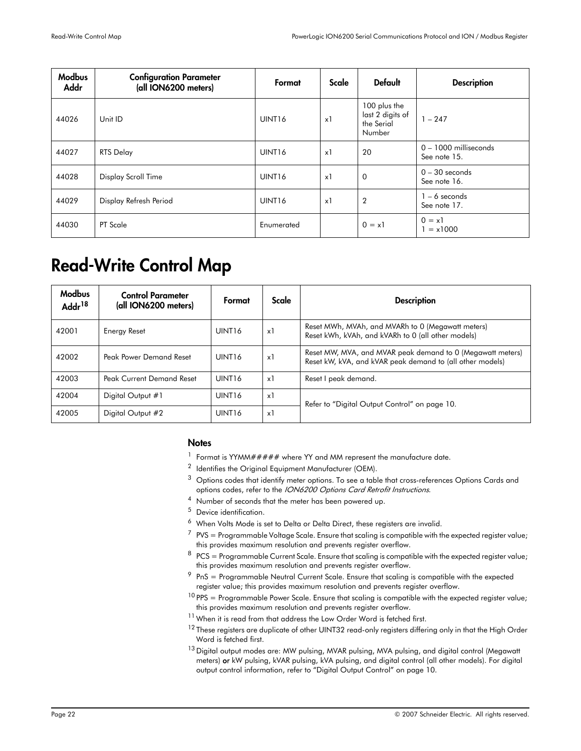| Modbus Addr | Configuration Parameter (all ION6200 meters) | Format | Scale | Default | Description |
|---|---|---|---|---|---|
| 44026 | Unit ID | UINT16 | x1 | 100 plus the last 2 digits of the Serial Number | 1 – 247 |
| 44027 | RTS Delay | UINT16 | x1 | 20 | 0 – 1000 milliseconds<br>See note 15. |
| 44028 | Display Scroll Time | UINT16 | x1 | 0 | 0 – 30 seconds<br>See note 16. |
| 44029 | Display Refresh Period | UINT16 | x1 | 2 | 1 – 6 seconds<br>See note 17. |
| 44030 | PT Scale | Enumerated | | 0 = x1 | 0 = x1<br>1 = x1000 |

# Read-Write Control Map

| Modbus Addr[18] | Control Parameter (all ION6200 meters) | Format | Scale | Description |
|---|---|---|---|---|
| 42001 | Energy Reset | UINT16 | x1 | Reset MWh, MVAh, and MVARh to 0 (Megawatt meters)<br>Reset kWh, kVAh, and kVARh to 0 (all other models) |
| 42002 | Peak Power Demand Reset | UINT16 | x1 | Reset MW, MVA, and MVAR peak demand to 0 (Megawatt meters)<br>Reset kW, kVA, and kVAR peak demand to (all other models) |
| 42003 | Peak Current Demand Reset | UINT16 | x1 | Reset I peak demand. |
| 42004 | Digital Output #1 | UINT16 | x1 | Refer to "Digital Output Control" on page 10. |
| 42005 | Digital Output #2 | UINT16 | x1 | |

### Notes

1. Format is YYMM##### where YY and MM represent the manufacture date.
2. Identifies the Original Equipment Manufacturer (OEM).
3. Options codes that identify meter options. To see a table that cross-references Options Cards and options codes, refer to the *ION6200 Options Card Retrofit Instructions*.
4. Number of seconds that the meter has been powered up.
5. Device identification.
6. When Volts Mode is set to Delta or Delta Direct, these registers are invalid.
7. PVS = Programmable Voltage Scale. Ensure that scaling is compatible with the expected register value; this provides maximum resolution and prevents register overflow.
8. PCS = Programmable Current Scale. Ensure that scaling is compatible with the expected register value; this provides maximum resolution and prevents register overflow.
9. PnS = Programmable Neutral Current Scale. Ensure that scaling is compatible with the expected register value; this provides maximum resolution and prevents register overflow.
10. PPS = Programmable Power Scale. Ensure that scaling is compatible with the expected register value; this provides maximum resolution and prevents register overflow.
11. When it is read from that address the Low Order Word is fetched first.
12. These registers are duplicate of other UINT32 read-only registers differing only in that the High Order Word is fetched first.
13. Digital output modes are: MW pulsing, MVAR pulsing, MVA pulsing, and digital control (Megawatt meters) **or** kW pulsing, kVAR pulsing, kVA pulsing, and digital control (all other models). For digital output control information, refer to "Digital Output Control" on page 10.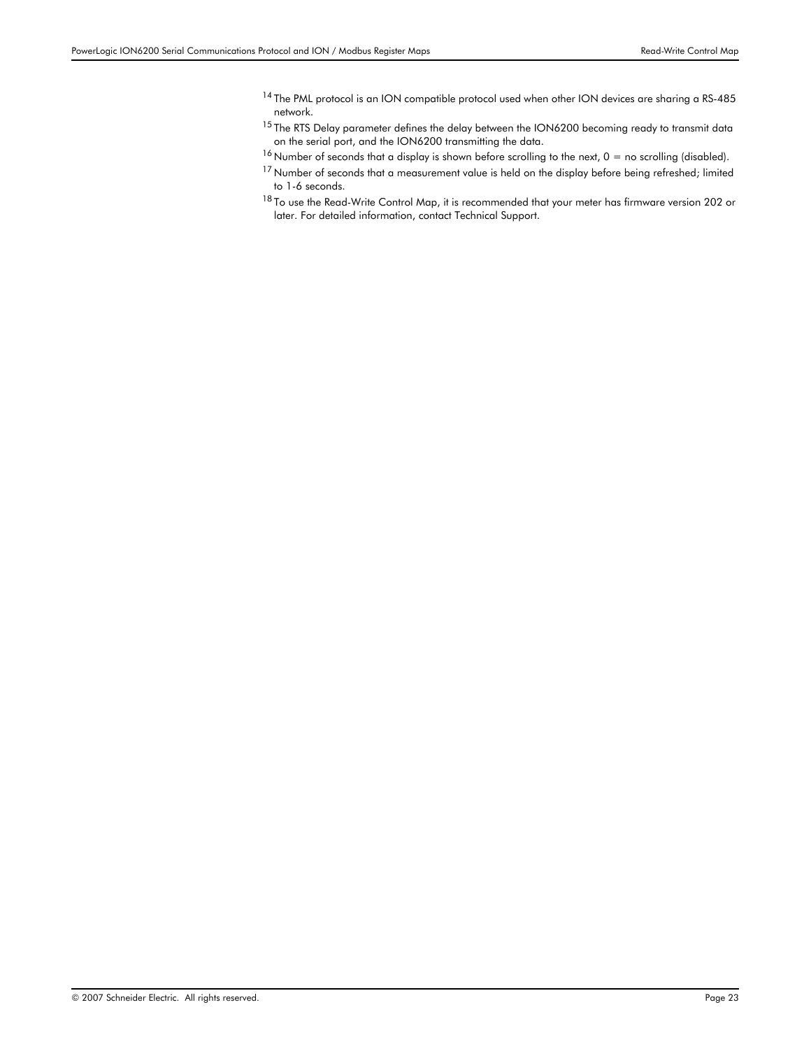[14] The PML protocol is an ION compatible protocol used when other ION devices are sharing a RS-485 network.

[15] The RTS Delay parameter defines the delay between the ION6200 becoming ready to transmit data on the serial port, and the ION6200 transmitting the data.

[16] Number of seconds that a display is shown before scrolling to the next, 0 = no scrolling (disabled).

[17] Number of seconds that a measurement value is held on the display before being refreshed; limited to 1-6 seconds.

[18] To use the Read-Write Control Map, it is recommended that your meter has firmware version 202 or later. For detailed information, contact Technical Support.